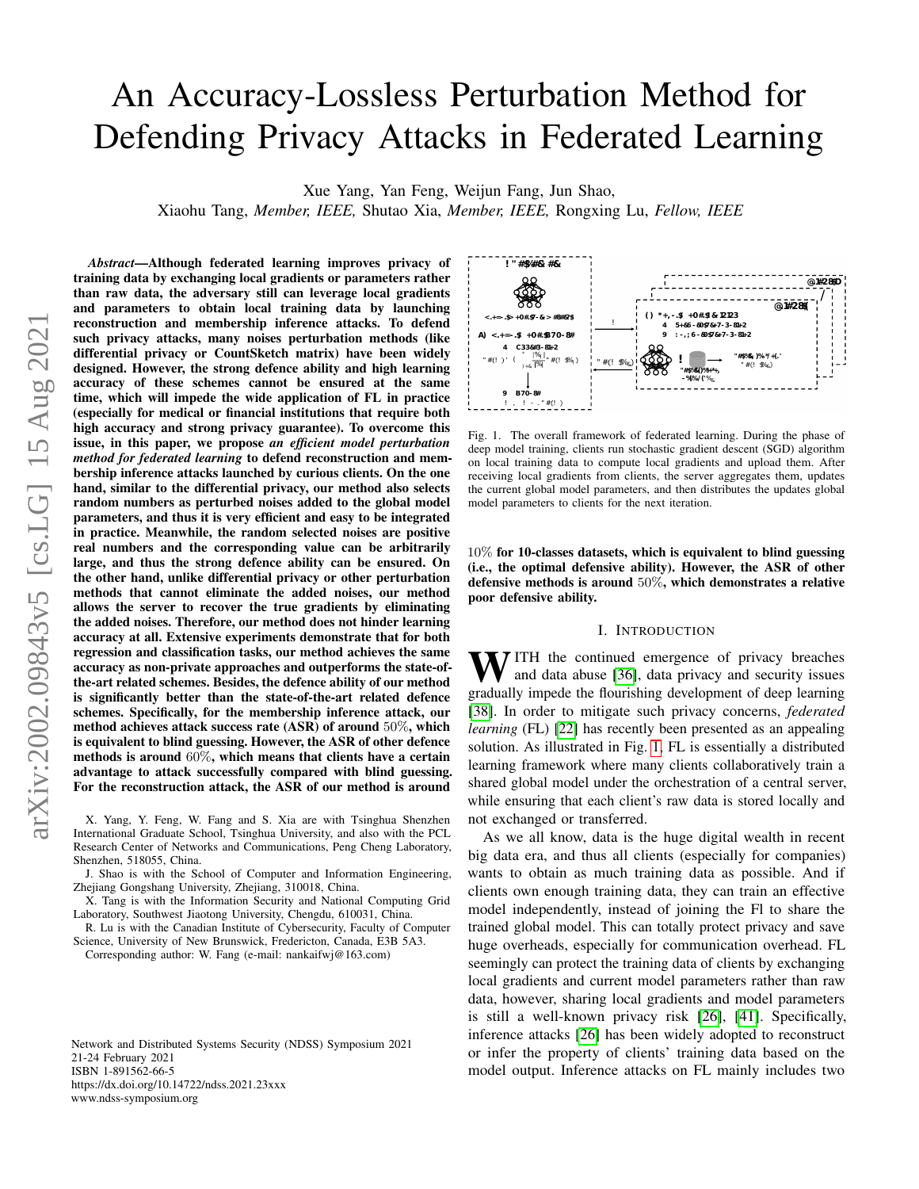# An Accuracy-Lossless Perturbation Method for Defending Privacy Attacks in Federated Learning

Xue Yang, Yan Feng, Weijun Fang, Jun Shao, Xiaohu Tang, *Member, IEEE,* Shutao Xia, *Member, IEEE,* Rongxing Lu, *Fellow, IEEE*

***Abstract*—Although federated learning improves privacy of training data by exchanging local gradients or parameters rather than raw data, the adversary still can leverage local gradients and parameters to obtain local training data by launching reconstruction and membership inference attacks. To defend such privacy attacks, many noises perturbation methods (like differential privacy or CountSketch matrix) have been widely designed. However, the strong defence ability and high learning accuracy of these schemes cannot be ensured at the same time, which will impede the wide application of FL in practice (especially for medical or financial institutions that require both high accuracy and strong privacy guarantee). To overcome this issue, in this paper, we propose *an efficient model perturbation method for federated learning* to defend reconstruction and membership inference attacks launched by curious clients. On the one hand, similar to the differential privacy, our method also selects random numbers as perturbed noises added to the global model parameters, and thus it is very efficient and easy to be integrated in practice. Meanwhile, the random selected noises are positive real numbers and the corresponding value can be arbitrarily large, and thus the strong defence ability can be ensured. On the other hand, unlike differential privacy or other perturbation methods that cannot eliminate the added noises, our method allows the server to recover the true gradients by eliminating the added noises. Therefore, our method does not hinder learning accuracy at all. Extensive experiments demonstrate that for both regression and classification tasks, our method achieves the same accuracy as non-private approaches and outperforms the state-of-the-art related schemes. Besides, the defence ability of our method is significantly better than the state-of-the-art related defence schemes. Specifically, for the membership inference attack, our method achieves attack success rate (ASR) of around $50\%$, which is equivalent to blind guessing. However, the ASR of other defence methods is around $60\%$, which means that clients have a certain advantage to attack successfully compared with blind guessing. For the reconstruction attack, the ASR of our method is around $10\%$ for 10-classes datasets, which is equivalent to blind guessing (i.e., the optimal defensive ability). However, the ASR of other defensive methods is around $50\%$, which demonstrates a relative poor defensive ability.**

X. Yang, Y. Feng, W. Fang and S. Xia are with Tsinghua Shenzhen International Graduate School, Tsinghua University, and also with the PCL Research Center of Networks and Communications, Peng Cheng Laboratory, Shenzhen, 518055, China.

J. Shao is with the School of Computer and Information Engineering, Zhejiang Gongshang University, Zhejiang, 310018, China.

X. Tang is with the Information Security and National Computing Grid Laboratory, Southwest Jiaotong University, Chengdu, 610031, China.

R. Lu is with the Canadian Institute of Cybersecurity, Faculty of Computer Science, University of New Brunswick, Fredericton, Canada, E3B 5A3.

Corresponding author: W. Fang (e-mail: nankaifwj@163.com)

Network and Distributed Systems Security (NDSS) Symposium 2021
21-24 February 2021
ISBN 1-891562-66-5
https://dx.doi.org/10.14722/ndss.2021.23xxx
www.ndss-symposium.org

Fig. 1. The overall framework of federated learning. During the phase of deep model training, clients run stochastic gradient descent (SGD) algorithm on local training data to compute local gradients and upload them. After receiving local gradients from clients, the server aggregates them, updates the current global model parameters, and then distributes the updates global model parameters to clients for the next iteration.

## I. Introduction

With the continued emergence of privacy breaches and data abuse [36], data privacy and security issues gradually impede the flourishing development of deep learning [38]. In order to mitigate such privacy concerns, *federated learning* (FL) [22] has recently been presented as an appealing solution. As illustrated in Fig. 1, FL is essentially a distributed learning framework where many clients collaboratively train a shared global model under the orchestration of a central server, while ensuring that each client's raw data is stored locally and not exchanged or transferred.

As we all know, data is the huge digital wealth in recent big data era, and thus all clients (especially for companies) wants to obtain as much training data as possible. And if clients own enough training data, they can train an effective model independently, instead of joining the Fl to share the trained global model. This can totally protect privacy and save huge overheads, especially for communication overhead. FL seemingly can protect the training data of clients by exchanging local gradients and current model parameters rather than raw data, however, sharing local gradients and model parameters is still a well-known privacy risk [26], [41]. Specifically, inference attacks [26] has been widely adopted to reconstruct or infer the property of clients' training data based on the model output. Inference attacks on FL mainly includes two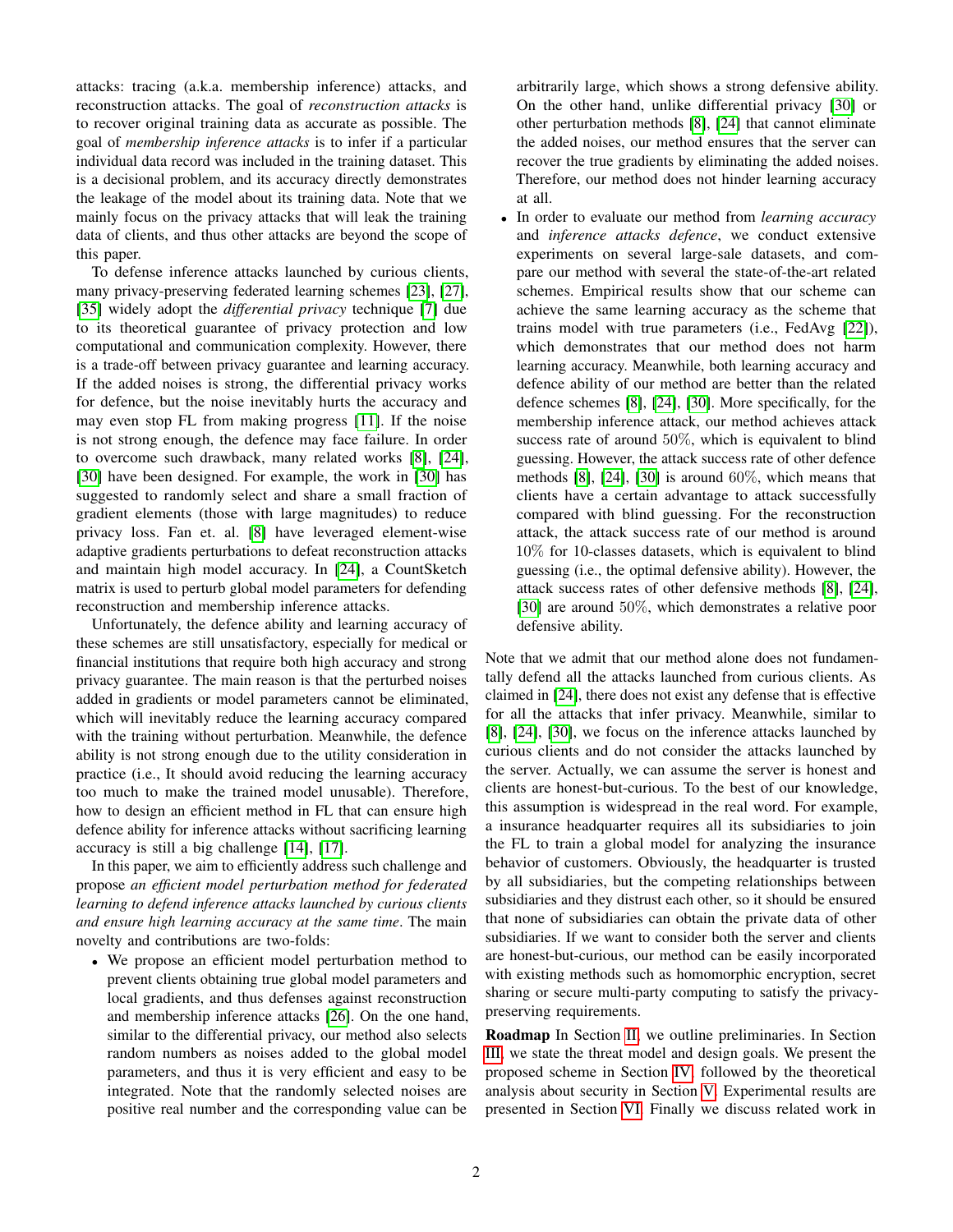attacks: tracing (a.k.a. membership inference) attacks, and reconstruction attacks. The goal of *reconstruction attacks* is to recover original training data as accurate as possible. The goal of *membership inference attacks* is to infer if a particular individual data record was included in the training dataset. This is a decisional problem, and its accuracy directly demonstrates the leakage of the model about its training data. Note that we mainly focus on the privacy attacks that will leak the training data of clients, and thus other attacks are beyond the scope of this paper.

To defense inference attacks launched by curious clients, many privacy-preserving federated learning schemes [23], [27], [35] widely adopt the *differential privacy* technique [7] due to its theoretical guarantee of privacy protection and low computational and communication complexity. However, there is a trade-off between privacy guarantee and learning accuracy. If the added noises is strong, the differential privacy works for defence, but the noise inevitably hurts the accuracy and may even stop FL from making progress [11]. If the noise is not strong enough, the defence may face failure. In order to overcome such drawback, many related works [8], [24], [30] have been designed. For example, the work in [30] has suggested to randomly select and share a small fraction of gradient elements (those with large magnitudes) to reduce privacy loss. Fan et. al. [8] have leveraged element-wise adaptive gradients perturbations to defeat reconstruction attacks and maintain high model accuracy. In [24], a CountSketch matrix is used to perturb global model parameters for defending reconstruction and membership inference attacks.

Unfortunately, the defence ability and learning accuracy of these schemes are still unsatisfactory, especially for medical or financial institutions that require both high accuracy and strong privacy guarantee. The main reason is that the perturbed noises added in gradients or model parameters cannot be eliminated, which will inevitably reduce the learning accuracy compared with the training without perturbation. Meanwhile, the defence ability is not strong enough due to the utility consideration in practice (i.e., It should avoid reducing the learning accuracy too much to make the trained model unusable). Therefore, how to design an efficient method in FL that can ensure high defence ability for inference attacks without sacrificing learning accuracy is still a big challenge [14], [17].

In this paper, we aim to efficiently address such challenge and propose *an efficient model perturbation method for federated learning to defend inference attacks launched by curious clients and ensure high learning accuracy at the same time*. The main novelty and contributions are two-folds:

- We propose an efficient model perturbation method to prevent clients obtaining true global model parameters and local gradients, and thus defenses against reconstruction and membership inference attacks [26]. On the one hand, similar to the differential privacy, our method also selects random numbers as noises added to the global model parameters, and thus it is very efficient and easy to be integrated. Note that the randomly selected noises are positive real number and the corresponding value can be arbitrarily large, which shows a strong defensive ability. On the other hand, unlike differential privacy [30] or other perturbation methods [8], [24] that cannot eliminate the added noises, our method ensures that the server can recover the true gradients by eliminating the added noises. Therefore, our method does not hinder learning accuracy at all.
- In order to evaluate our method from *learning accuracy* and *inference attacks defence*, we conduct extensive experiments on several large-sale datasets, and compare our method with several the state-of-the-art related schemes. Empirical results show that our scheme can achieve the same learning accuracy as the scheme that trains model with true parameters (i.e., FedAvg [22]), which demonstrates that our method does not harm learning accuracy. Meanwhile, both learning accuracy and defence ability of our method are better than the related defence schemes [8], [24], [30]. More specifically, for the membership inference attack, our method achieves attack success rate of around $50\%$, which is equivalent to blind guessing. However, the attack success rate of other defence methods [8], [24], [30] is around $60\%$, which means that clients have a certain advantage to attack successfully compared with blind guessing. For the reconstruction attack, the attack success rate of our method is around $10\%$ for 10-classes datasets, which is equivalent to blind guessing (i.e., the optimal defensive ability). However, the attack success rates of other defensive methods [8], [24], [30] are around $50\%$, which demonstrates a relative poor defensive ability.

Note that we admit that our method alone does not fundamentally defend all the attacks launched from curious clients. As claimed in [24], there does not exist any defense that is effective for all the attacks that infer privacy. Meanwhile, similar to [8], [24], [30], we focus on the inference attacks launched by curious clients and do not consider the attacks launched by the server. Actually, we can assume the server is honest and clients are honest-but-curious. To the best of our knowledge, this assumption is widespread in the real word. For example, a insurance headquarter requires all its subsidiaries to join the FL to train a global model for analyzing the insurance behavior of customers. Obviously, the headquarter is trusted by all subsidiaries, but the competing relationships between subsidiaries and they distrust each other, so it should be ensured that none of subsidiaries can obtain the private data of other subsidiaries. If we want to consider both the server and clients are honest-but-curious, our method can be easily incorporated with existing methods such as homomorphic encryption, secret sharing or secure multi-party computing to satisfy the privacy-preserving requirements.

**Roadmap** In Section II, we outline preliminaries. In Section III, we state the threat model and design goals. We present the proposed scheme in Section IV, followed by the theoretical analysis about security in Section V. Experimental results are presented in Section VI. Finally we discuss related work in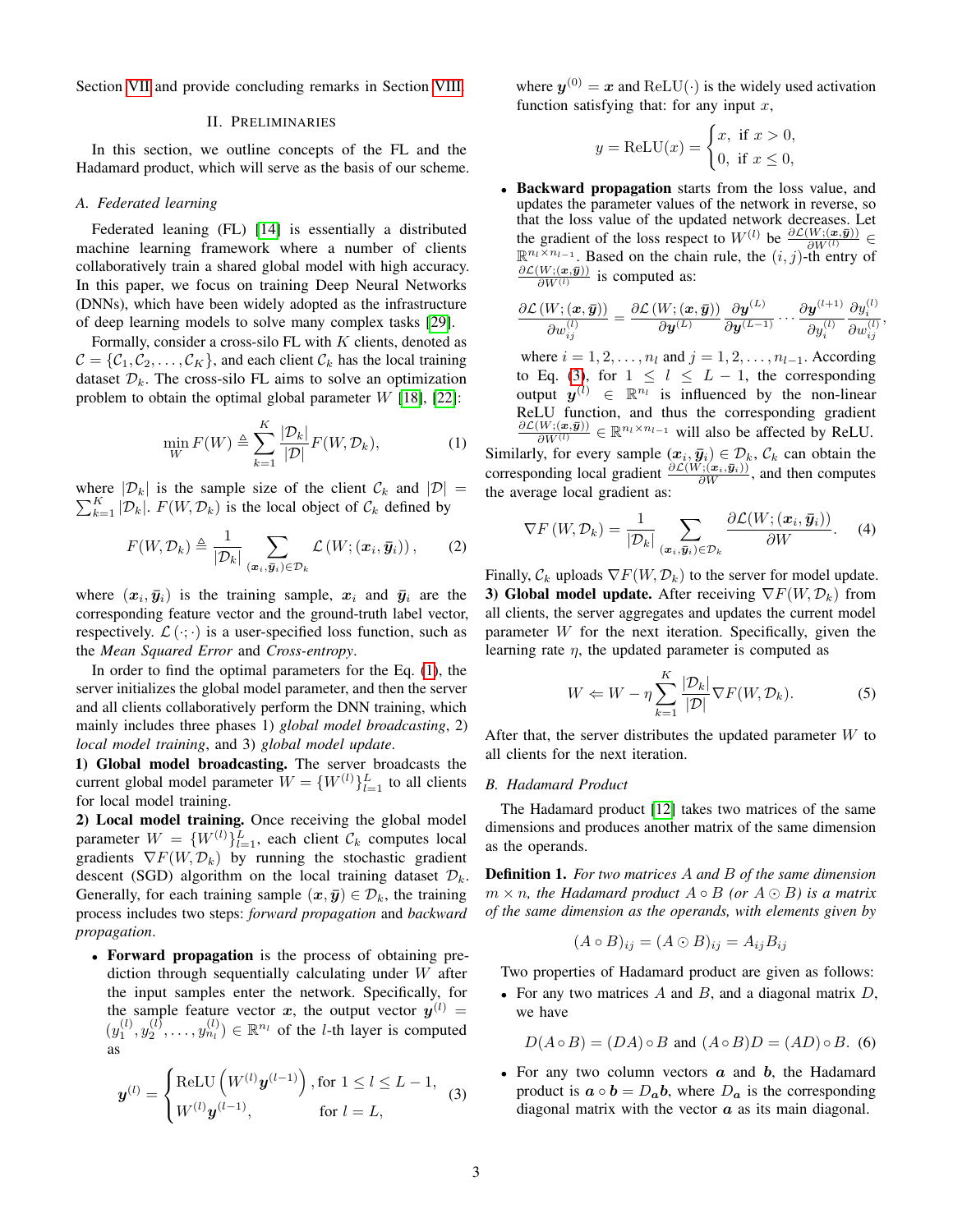Section VII and provide concluding remarks in Section VIII.

## II. Preliminaries

In this section, we outline concepts of the FL and the Hadamard product, which will serve as the basis of our scheme.

### A. Federated learning

Federated leaning (FL) [14] is essentially a distributed machine learning framework where a number of clients collaboratively train a shared global model with high accuracy. In this paper, we focus on training Deep Neural Networks (DNNs), which have been widely adopted as the infrastructure of deep learning models to solve many complex tasks [29].

Formally, consider a cross-silo FL with $K$ clients, denoted as $\mathcal{C} = \{\mathcal{C}_1, \mathcal{C}_2, \ldots, \mathcal{C}_K\}$, and each client $\mathcal{C}_k$ has the local training dataset $\mathcal{D}_k$. The cross-silo FL aims to solve an optimization problem to obtain the optimal global parameter $W$ [18], [22]:

$$\min_{W} F(W) \triangleq \sum_{k=1}^{K} \frac{|\mathcal{D}_k|}{|\mathcal{D}|} F(W, \mathcal{D}_k), \tag{1}$$

where $|\mathcal{D}_k|$ is the sample size of the client $\mathcal{C}_k$ and $|\mathcal{D}| = \sum_{k=1}^{K} |\mathcal{D}_k|$. $F(W, \mathcal{D}_k)$ is the local object of $\mathcal{C}_k$ defined by

$$F(W, \mathcal{D}_k) \triangleq \frac{1}{|\mathcal{D}_k|} \sum_{(\boldsymbol{x}_i, \bar{\boldsymbol{y}}_i) \in \mathcal{D}_k} \mathcal{L}\left(W; (\boldsymbol{x}_i, \bar{\boldsymbol{y}}_i)\right), \tag{2}$$

where $(\boldsymbol{x}_i, \bar{\boldsymbol{y}}_i)$ is the training sample, $\boldsymbol{x}_i$ and $\bar{\boldsymbol{y}}_i$ are the corresponding feature vector and the ground-truth label vector, respectively. $\mathcal{L}(\cdot;\cdot)$ is a user-specified loss function, such as the *Mean Squared Error* and *Cross-entropy*.

In order to find the optimal parameters for the Eq. (1), the server initializes the global model parameter, and then the server and all clients collaboratively perform the DNN training, which mainly includes three phases 1) *global model broadcasting*, 2) *local model training*, and 3) *global model update*.

**1) Global model broadcasting.** The server broadcasts the current global model parameter $W = \{W^{(l)}\}_{l=1}^{L}$ to all clients for local model training.

**2) Local model training.** Once receiving the global model parameter $W = \{W^{(l)}\}_{l=1}^{L}$, each client $\mathcal{C}_k$ computes local gradients $\nabla F(W, \mathcal{D}_k)$ by running the stochastic gradient descent (SGD) algorithm on the local training dataset $\mathcal{D}_k$. Generally, for each training sample $(\boldsymbol{x}, \bar{\boldsymbol{y}}) \in \mathcal{D}_k$, the training process includes two steps: *forward propagation* and *backward propagation*.

- **Forward propagation** is the process of obtaining prediction through sequentially calculating under $W$ after the input samples enter the network. Specifically, for the sample feature vector $\boldsymbol{x}$, the output vector $\boldsymbol{y}^{(l)} = (y_1^{(l)}, y_2^{(l)}, \ldots, y_{n_l}^{(l)}) \in \mathbb{R}^{n_l}$ of the $l$-th layer is computed as

$$\boldsymbol{y}^{(l)} = \begin{cases} \mathrm{ReLU}\left(W^{(l)} \boldsymbol{y}^{(l-1)}\right), & \text{for } 1 \le l \le L-1, \\ W^{(l)} \boldsymbol{y}^{(l-1)}, & \text{for } l = L, \end{cases} \tag{3}$$

  where $\boldsymbol{y}^{(0)} = \boldsymbol{x}$ and $\mathrm{ReLU}(\cdot)$ is the widely used activation function satisfying that: for any input $x$,

$$y = \mathrm{ReLU}(x) = \begin{cases} x, & \text{if } x > 0, \\ 0, & \text{if } x \le 0, \end{cases}$$

- **Backward propagation** starts from the loss value, and updates the parameter values of the network in reverse, so that the loss value of the updated network decreases. Let the gradient of the loss respect to $W^{(l)}$ be $\frac{\partial \mathcal{L}(W;(\boldsymbol{x},\bar{\boldsymbol{y}}))}{\partial W^{(l)}} \in \mathbb{R}^{n_l \times n_{l-1}}$. Based on the chain rule, the $(i,j)$-th entry of $\frac{\partial \mathcal{L}(W;(\boldsymbol{x},\bar{\boldsymbol{y}}))}{\partial W^{(l)}}$ is computed as:

$$\frac{\partial \mathcal{L}\left(W; (\boldsymbol{x}, \bar{\boldsymbol{y}})\right)}{\partial w_{ij}^{(l)}} = \frac{\partial \mathcal{L}\left(W; (\boldsymbol{x}, \bar{\boldsymbol{y}})\right)}{\partial \boldsymbol{y}^{(L)}} \frac{\partial \boldsymbol{y}^{(L)}}{\partial \boldsymbol{y}^{(L-1)}} \cdots \frac{\partial \boldsymbol{y}^{(l+1)}}{\partial y_i^{(l)}} \frac{\partial y_i^{(l)}}{\partial w_{ij}^{(l)}},$$

  where $i = 1, 2, \ldots, n_l$ and $j = 1, 2, \ldots, n_{l-1}$. According to Eq. (3), for $1 \le l \le L-1$, the corresponding output $\boldsymbol{y}^{(l)} \in \mathbb{R}^{n_l}$ is influenced by the non-linear ReLU function, and thus the corresponding gradient $\frac{\partial \mathcal{L}(W;(\boldsymbol{x},\bar{\boldsymbol{y}}))}{\partial W^{(l)}} \in \mathbb{R}^{n_l \times n_{l-1}}$ will also be affected by ReLU.

Similarly, for every sample $(\boldsymbol{x}_i, \bar{\boldsymbol{y}}_i) \in \mathcal{D}_k$, $\mathcal{C}_k$ can obtain the corresponding local gradient $\frac{\partial \mathcal{L}(W;(\boldsymbol{x}_i,\bar{\boldsymbol{y}}_i))}{\partial W}$, and then computes the average local gradient as:

$$\nabla F\left(W, \mathcal{D}_k\right) = \frac{1}{|\mathcal{D}_k|} \sum_{(\boldsymbol{x}_i, \bar{\boldsymbol{y}}_i) \in \mathcal{D}_k} \frac{\partial \mathcal{L}(W; (\boldsymbol{x}_i, \bar{\boldsymbol{y}}_i))}{\partial W}. \tag{4}$$

Finally, $\mathcal{C}_k$ uploads $\nabla F(W, \mathcal{D}_k)$ to the server for model update.

**3) Global model update.** After receiving $\nabla F(W, \mathcal{D}_k)$ from all clients, the server aggregates and updates the current model parameter $W$ for the next iteration. Specifically, given the learning rate $\eta$, the updated parameter is computed as

$$W \Leftarrow W - \eta \sum_{k=1}^{K} \frac{|\mathcal{D}_k|}{|\mathcal{D}|} \nabla F(W, \mathcal{D}_k). \tag{5}$$

After that, the server distributes the updated parameter $W$ to all clients for the next iteration.

### B. Hadamard Product

The Hadamard product [12] takes two matrices of the same dimensions and produces another matrix of the same dimension as the operands.

**Definition 1.** *For two matrices $A$ and $B$ of the same dimension $m \times n$, the Hadamard product $A \circ B$ (or $A \odot B$) is a matrix of the same dimension as the operands, with elements given by*

$$(A \circ B)_{ij} = (A \odot B)_{ij} = A_{ij} B_{ij}$$

Two properties of Hadamard product are given as follows:

- For any two matrices $A$ and $B$, and a diagonal matrix $D$, we have

$$D(A \circ B) = (DA) \circ B \text{ and } (A \circ B)D = (AD) \circ B. \tag{6}$$

- For any two column vectors $\boldsymbol{a}$ and $\boldsymbol{b}$, the Hadamard product is $\boldsymbol{a} \circ \boldsymbol{b} = D_{\boldsymbol{a}} \boldsymbol{b}$, where $D_{\boldsymbol{a}}$ is the corresponding diagonal matrix with the vector $\boldsymbol{a}$ as its main diagonal.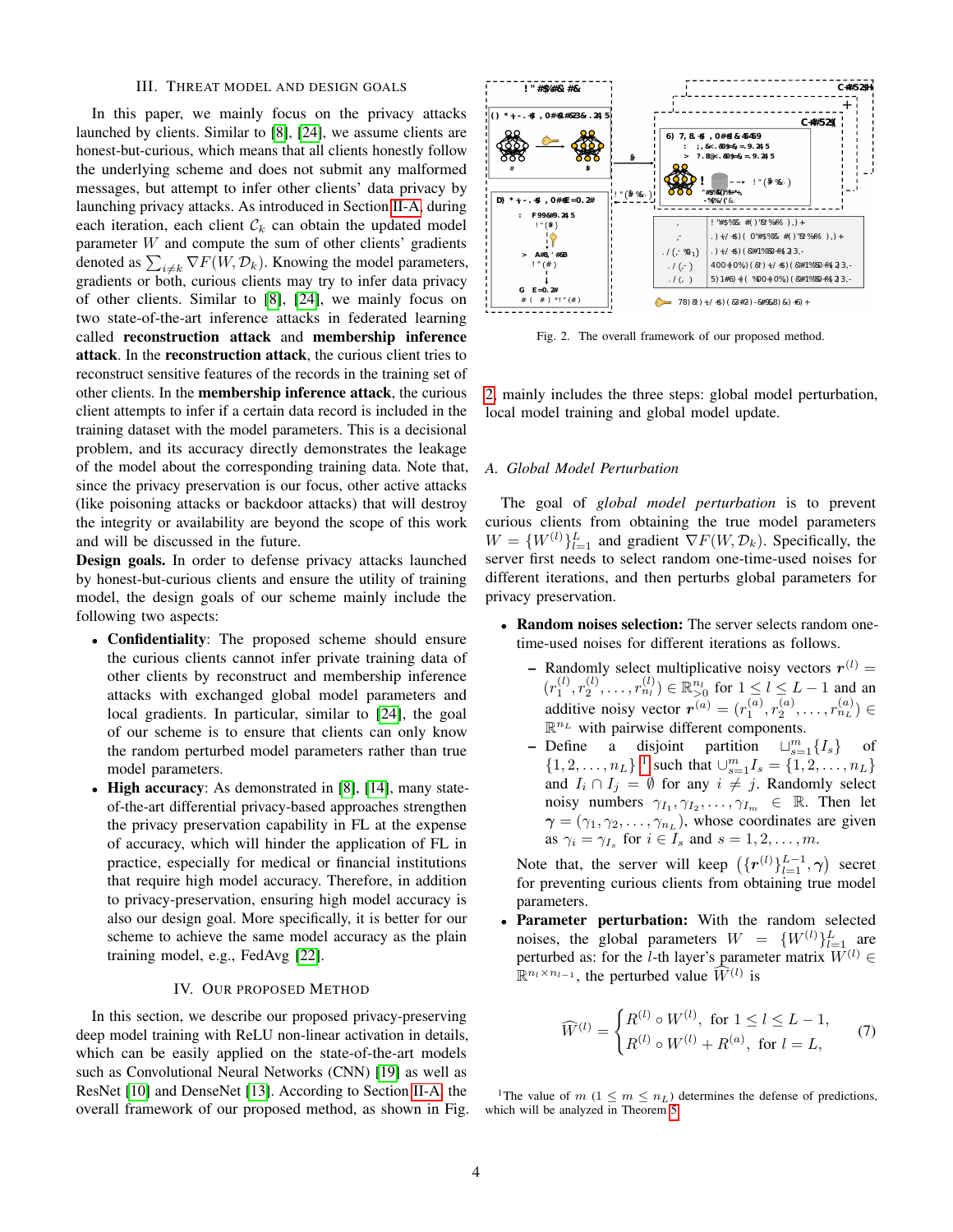## III. Threat Model and Design Goals

In this paper, we mainly focus on the privacy attacks launched by clients. Similar to [8], [24], we assume clients are honest-but-curious, which means that all clients honestly follow the underlying scheme and does not submit any malformed messages, but attempt to infer other clients' data privacy by launching privacy attacks. As introduced in Section II-A, during each iteration, each client $\mathcal{C}_k$ can obtain the updated model parameter $W$ and compute the sum of other clients' gradients denoted as $\sum_{i\neq k}\nabla F(W,\mathcal{D}_k)$. Knowing the model parameters, gradients or both, curious clients may try to infer data privacy of other clients. Similar to [8], [24], we mainly focus on two state-of-the-art inference attacks in federated learning called **reconstruction attack** and **membership inference attack**. In the **reconstruction attack**, the curious client tries to reconstruct sensitive features of the records in the training set of other clients. In the **membership inference attack**, the curious client attempts to infer if a certain data record is included in the training dataset with the model parameters. This is a decisional problem, and its accuracy directly demonstrates the leakage of the model about the corresponding training data. Note that, since the privacy preservation is our focus, other active attacks (like poisoning attacks or backdoor attacks) that will destroy the integrity or availability are beyond the scope of this work and will be discussed in the future.

**Design goals.** In order to defense privacy attacks launched by honest-but-curious clients and ensure the utility of training model, the design goals of our scheme mainly include the following two aspects:

- **Confidentiality**: The proposed scheme should ensure the curious clients cannot infer private training data of other clients by reconstruct and membership inference attacks with exchanged global model parameters and local gradients. In particular, similar to [24], the goal of our scheme is to ensure that clients can only know the random perturbed model parameters rather than true model parameters.
- **High accuracy**: As demonstrated in [8], [14], many state-of-the-art differential privacy-based approaches strengthen the privacy preservation capability in FL at the expense of accuracy, which will hinder the application of FL in practice, especially for medical or financial institutions that require high model accuracy. Therefore, in addition to privacy-preservation, ensuring high model accuracy is also our design goal. More specifically, it is better for our scheme to achieve the same model accuracy as the plain training model, e.g., FedAvg [22].

## IV. Our Proposed Method

In this section, we describe our proposed privacy-preserving deep model training with ReLU non-linear activation in details, which can be easily applied on the state-of-the-art models such as Convolutional Neural Networks (CNN) [19] as well as ResNet [10] and DenseNet [13]. According to Section II-A, the overall framework of our proposed method, as shown in Fig. 2, mainly includes the three steps: global model perturbation, local model training and global model update.

Fig. 2. The overall framework of our proposed method.

### A. Global Model Perturbation

The goal of *global model perturbation* is to prevent curious clients from obtaining the true model parameters $W=\{W^{(l)}\}_{l=1}^{L}$ and gradient $\nabla F(W,\mathcal{D}_k)$. Specifically, the server first needs to select random one-time-used noises for different iterations, and then perturbs global parameters for privacy preservation.

- **Random noises selection:** The server selects random one-time-used noises for different iterations as follows.
  - Randomly select multiplicative noisy vectors $\boldsymbol{r}^{(l)}=(r_1^{(l)},r_2^{(l)},\ldots,r_{n_l}^{(l)})\in\mathbb{R}^{n_l}_{>0}$ for $1\leq l\leq L-1$ and an additive noisy vector $\boldsymbol{r}^{(a)}=(r_1^{(a)},r_2^{(a)},\ldots,r_{n_L}^{(a)})\in\mathbb{R}^{n_L}$ with pairwise different components.
  - Define a disjoint partition $\sqcup_{s=1}^{m}\{I_s\}$ of $\{1,2,\ldots,n_L\}$ [1] such that $\cup_{s=1}^{m}I_s=\{1,2,\ldots,n_L\}$ and $I_i\cap I_j=\emptyset$ for any $i\neq j$. Randomly select noisy numbers $\gamma_{I_1},\gamma_{I_2},\ldots,\gamma_{I_m}\in\mathbb{R}$. Then let $\boldsymbol{\gamma}=(\gamma_1,\gamma_2,\ldots,\gamma_{n_L})$, whose coordinates are given as $\gamma_i=\gamma_{I_s}$ for $i\in I_s$ and $s=1,2,\ldots,m$.

  Note that, the server will keep $\left(\{\boldsymbol{r}^{(l)}\}_{l=1}^{L-1},\boldsymbol{\gamma}\right)$ secret for preventing curious clients from obtaining true model parameters.
- **Parameter perturbation:** With the random selected noises, the global parameters $W=\{W^{(l)}\}_{l=1}^{L}$ are perturbed as: for the $l$-th layer's parameter matrix $W^{(l)}\in\mathbb{R}^{n_l\times n_{l-1}}$, the perturbed value $\widehat{W}^{(l)}$ is

$$
\widehat{W}^{(l)}=\begin{cases} R^{(l)}\circ W^{(l)}, & \text{for } 1\leq l\leq L-1,\\ R^{(l)}\circ W^{(l)}+R^{(a)}, & \text{for } l=L,\end{cases} \tag{7}
$$

[1] The value of $m$ ($1\leq m\leq n_L$) determines the defense of predictions, which will be analyzed in Theorem 5.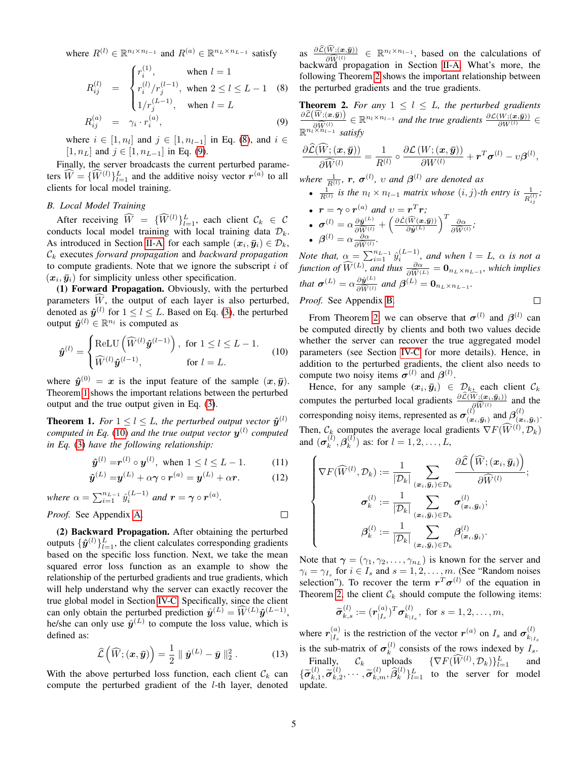where $R^{(l)} \in \mathbb{R}^{n_l \times n_{l-1}}$ and $R^{(a)} \in \mathbb{R}^{n_L \times n_{L-1}}$ satisfy

$$R^{(l)}_{ij} = \begin{cases} r_i^{(1)}, & \text{when } l = 1 \\ r_i^{(l)}/r_j^{(l-1)}, & \text{when } 2 \le l \le L-1 \\ 1/r_j^{(L-1)}, & \text{when } l = L \end{cases} \quad (8)$$

$$R^{(a)}_{ij} = \gamma_i \cdot r_i^{(a)}, \quad (9)$$

where $i \in [1, n_l]$ and $j \in [1, n_{l-1}]$ in Eq. (8), and $i \in [1, n_L]$ and $j \in [1, n_{L-1}]$ in Eq. (9).

Finally, the server broadcasts the current perturbed parameters $\widehat{W} = \{\widehat{W}^{(l)}\}_{l=1}^L$ and the additive noisy vector $\boldsymbol{r}^{(a)}$ to all clients for local model training.

### B. Local Model Training

After receiving $\widehat{W} = \{\widehat{W}^{(l)}\}_{l=1}^L$, each client $\mathcal{C}_k \in \mathcal{C}$ conducts local model training with local training data $\mathcal{D}_k$. As introduced in Section II-A, for each sample $(\boldsymbol{x}_i, \bar{\boldsymbol{y}}_i) \in \mathcal{D}_k$, $\mathcal{C}_k$ executes *forward propagation* and *backward propagation* to compute gradients. Note that we ignore the subscript $i$ of $(\boldsymbol{x}_i, \bar{\boldsymbol{y}}_i)$ for simplicity unless other specification.

**(1) Forward Propagation.** Obviously, with the perturbed parameters $\widehat{W}$, the output of each layer is also perturbed, denoted as $\hat{\boldsymbol{y}}^{(l)}$ for $1 \le l \le L$. Based on Eq. (3), the perturbed output $\hat{\boldsymbol{y}}^{(l)} \in \mathbb{R}^{n_l}$ is computed as

$$\hat{\boldsymbol{y}}^{(l)} = \begin{cases} \text{ReLU}\left(\widehat{W}^{(l)}\hat{\boldsymbol{y}}^{(l-1)}\right), & \text{for } 1 \le l \le L-1. \\ \widehat{W}^{(l)}\hat{\boldsymbol{y}}^{(l-1)}, & \text{for } l = L. \end{cases} \quad (10)$$

where $\hat{\boldsymbol{y}}^{(0)} = \boldsymbol{x}$ is the input feature of the sample $(\boldsymbol{x}, \bar{\boldsymbol{y}})$. Theorem 1 shows the important relations between the perturbed output and the true output given in Eq. (3).

**Theorem 1.** *For $1 \le l \le L$, the perturbed output vector $\hat{\boldsymbol{y}}^{(l)}$ computed in Eq. (10) and the true output vector $\boldsymbol{y}^{(l)}$ computed in Eq. (3) have the following relationship:*

$$\hat{\boldsymbol{y}}^{(l)} = \boldsymbol{r}^{(l)} \circ \boldsymbol{y}^{(l)}, \text{ when } 1 \le l \le L-1. \quad (11)$$

$$\hat{\boldsymbol{y}}^{(L)} = \boldsymbol{y}^{(L)} + \alpha\boldsymbol{\gamma} \circ \boldsymbol{r}^{(a)} = \boldsymbol{y}^{(L)} + \alpha\boldsymbol{r}. \quad (12)$$

*where $\alpha = \sum_{i=1}^{n_{L-1}} \hat{y}_i^{(L-1)}$ and $\boldsymbol{r} = \boldsymbol{\gamma} \circ \boldsymbol{r}^{(a)}$.*

*Proof.* See Appendix A. □

**(2) Backward Propagation.** After obtaining the perturbed outputs $\{\hat{\boldsymbol{y}}^{(l)}\}_{l=1}^L$, the client calculates corresponding gradients based on the specific loss function. Next, we take the mean squared error loss function as an example to show the relationship of the perturbed gradients and true gradients, which will help understand why the server can exactly recover the true global model in Section IV-C. Specifically, since the client can only obtain the perturbed prediction $\hat{\boldsymbol{y}}^{(L)} = \widehat{W}^{(L)}\hat{\boldsymbol{y}}^{(L-1)}$, he/she can only use $\hat{\boldsymbol{y}}^{(L)}$ to compute the loss value, which is defined as:

$$\widehat{\mathcal{L}}\left(\widehat{W}; (\boldsymbol{x}, \bar{\boldsymbol{y}})\right) = \frac{1}{2} \parallel \hat{\boldsymbol{y}}^{(L)} - \bar{\boldsymbol{y}} \parallel_2^2. \quad (13)$$

With the above perturbed loss function, each client $\mathcal{C}_k$ can compute the perturbed gradient of the $l$-th layer, denoted as $\frac{\partial \widehat{\mathcal{L}}(\widehat{W}; (\boldsymbol{x}, \bar{\boldsymbol{y}}))}{\partial \widehat{W}^{(l)}} \in \mathbb{R}^{n_l \times n_{l-1}}$, based on the calculations of backward propagation in Section II-A. What's more, the following Theorem 2 shows the important relationship between the perturbed gradients and the true gradients.

**Theorem 2.** *For any $1 \le l \le L$, the perturbed gradients $\frac{\partial \widehat{\mathcal{L}}(\widehat{W}; (\boldsymbol{x}, \bar{\boldsymbol{y}}))}{\partial \widehat{W}^{(l)}} \in \mathbb{R}^{n_l \times n_{l-1}}$ and the true gradients $\frac{\partial \mathcal{L}(W; (\boldsymbol{x}, \bar{\boldsymbol{y}}))}{\partial W^{(l)}} \in \mathbb{R}^{n_l \times n_{l-1}}$ satisfy*

$$\frac{\partial \widehat{\mathcal{L}}(\widehat{W}; (\boldsymbol{x}, \bar{\boldsymbol{y}}))}{\partial \widehat{W}^{(l)}} = \frac{1}{R^{(l)}} \circ \frac{\partial \mathcal{L}\left(W; (\boldsymbol{x}, \bar{\boldsymbol{y}})\right)}{\partial W^{(l)}} + \boldsymbol{r}^T \boldsymbol{\sigma}^{(l)} - \upsilon \boldsymbol{\beta}^{(l)},$$

*where $\frac{1}{R^{(l)}}$, $\boldsymbol{r}$, $\boldsymbol{\sigma}^{(l)}$, $\upsilon$ and $\boldsymbol{\beta}^{(l)}$ are denoted as*

- *$\frac{1}{R^{(l)}}$ is the $n_l \times n_{l-1}$ matrix whose $(i,j)$-th entry is $\frac{1}{R^{(l)}_{ij}}$;*
- *$\boldsymbol{r} = \boldsymbol{\gamma} \circ \boldsymbol{r}^{(a)}$ and $\upsilon = \boldsymbol{r}^T \boldsymbol{r}$;*
- *$\boldsymbol{\sigma}^{(l)} = \alpha \frac{\partial \hat{\boldsymbol{y}}^{(L)}}{\partial \widehat{W}^{(l)}} + \left(\frac{\partial \widehat{\mathcal{L}}(\widehat{W}(\boldsymbol{x}, \bar{\boldsymbol{y}}))}{\partial \hat{\boldsymbol{y}}^{(L)}}\right)^T \frac{\partial \alpha}{\partial \widehat{W}^{(l)}}$;*
- *$\boldsymbol{\beta}^{(l)} = \alpha \frac{\partial \alpha}{\partial \widehat{W}^{(l)}}$.*

*Note that, $\alpha = \sum_{i=1}^{n_{L-1}} \hat{y}_i^{(L-1)}$, and when $l = L$, $\alpha$ is not a function of $\widehat{W}^{(L)}$, and thus $\frac{\partial \alpha}{\partial \widehat{W}^{(L)}} = \boldsymbol{0}_{n_L \times n_{L-1}}$, which implies that $\boldsymbol{\sigma}^{(L)} = \alpha \frac{\partial \hat{\boldsymbol{y}}^{(L)}}{\partial \widehat{W}^{(l)}}$ and $\boldsymbol{\beta}^{(L)} = \boldsymbol{0}_{n_L \times n_{L-1}}$.*

*Proof.* See Appendix B. □

From Theorem 2, we can observe that $\boldsymbol{\sigma}^{(l)}$ and $\boldsymbol{\beta}^{(l)}$ can be computed directly by clients and both two values decide whether the server can recover the true aggregated model parameters (see Section IV-C for more details). Hence, in addition to the perturbed gradients, the client also needs to compute two noisy items $\boldsymbol{\sigma}^{(l)}$ and $\boldsymbol{\beta}^{(l)}$.

Hence, for any sample $(\boldsymbol{x}_i, \bar{\boldsymbol{y}}_i) \in \mathcal{D}_k$, each client $\mathcal{C}_k$ computes the perturbed local gradients $\frac{\partial \widehat{\mathcal{L}}(\widehat{W}; (\boldsymbol{x}_i, \bar{\boldsymbol{y}}_i))}{\partial \widehat{W}^{(l)}}$ and the corresponding noisy items, represented as $\boldsymbol{\sigma}^{(l)}_{(\boldsymbol{x}_i, \bar{\boldsymbol{y}}_i)}$ and $\boldsymbol{\beta}^{(l)}_{(\boldsymbol{x}_i, \bar{\boldsymbol{y}}_i)}$. Then, $\mathcal{C}_k$ computes the average local gradients $\nabla F(\widehat{W}^{(l)}, \mathcal{D}_k)$ and $(\boldsymbol{\sigma}_k^{(l)}, \boldsymbol{\beta}_k^{(l)})$ as: for $l = 1, 2, \dots, L$,

$$\begin{cases} \nabla F(\widehat{W}^{(l)}, \mathcal{D}_k) := \dfrac{1}{|\mathcal{D}_k|} \displaystyle\sum_{(\boldsymbol{x}_i, \bar{\boldsymbol{y}}_i) \in \mathcal{D}_k} \dfrac{\partial \widehat{\mathcal{L}}\left(\widehat{W}; (\boldsymbol{x}_i, \bar{\boldsymbol{y}}_i)\right)}{\partial \widehat{W}^{(l)}}; \\ \boldsymbol{\sigma}_k^{(l)} := \dfrac{1}{|\mathcal{D}_k|} \displaystyle\sum_{(\boldsymbol{x}_i, \bar{\boldsymbol{y}}_i) \in \mathcal{D}_k} \boldsymbol{\sigma}^{(l)}_{(\boldsymbol{x}_i, \bar{\boldsymbol{y}}_i)}; \\ \boldsymbol{\beta}_k^{(l)} := \dfrac{1}{|\mathcal{D}_k|} \displaystyle\sum_{(\boldsymbol{x}_i, \bar{\boldsymbol{y}}_i) \in \mathcal{D}_k} \boldsymbol{\beta}^{(l)}_{(\boldsymbol{x}_i, \bar{\boldsymbol{y}}_i)}. \end{cases}$$

Note that $\boldsymbol{\gamma} = (\gamma_1, \gamma_2, \dots, \gamma_{n_L})$ is known for the server and $\gamma_i = \gamma_{I_s}$ for $i \in I_s$ and $s = 1, 2, \dots, m$. (See "Random noises selection"). To recover the term $\boldsymbol{r}^T \boldsymbol{\sigma}^{(l)}$ of the equation in Theorem 2, the client $\mathcal{C}_k$ should compute the following items:

$$\widetilde{\boldsymbol{\sigma}}_{k,s}^{(l)} := (\boldsymbol{r}^{(a)}_{|I_s})^T \boldsymbol{\sigma}^{(l)}_{k_{|I_s}}, \text{ for } s = 1, 2, \dots, m,$$

where $\boldsymbol{r}^{(a)}_{|I_s}$ is the restriction of the vector $\boldsymbol{r}^{(a)}$ on $I_s$ and $\boldsymbol{\sigma}^{(l)}_{k_{|I_s}}$ is the sub-matrix of $\boldsymbol{\sigma}_k^{(l)}$ consists of the rows indexed by $I_s$.

Finally, $\mathcal{C}_k$ uploads $\{\nabla F(\widehat{W}^{(l)}, \mathcal{D}_k)\}_{l=1}^L$ and $\{\widetilde{\boldsymbol{\sigma}}_{k,1}^{(l)}, \widetilde{\boldsymbol{\sigma}}_{k,2}^{(l)}, \cdots, \widetilde{\boldsymbol{\sigma}}_{k,m}^{(l)}, \widehat{\boldsymbol{\beta}}_k^{(l)}\}_{l=1}^L$ to the server for model update.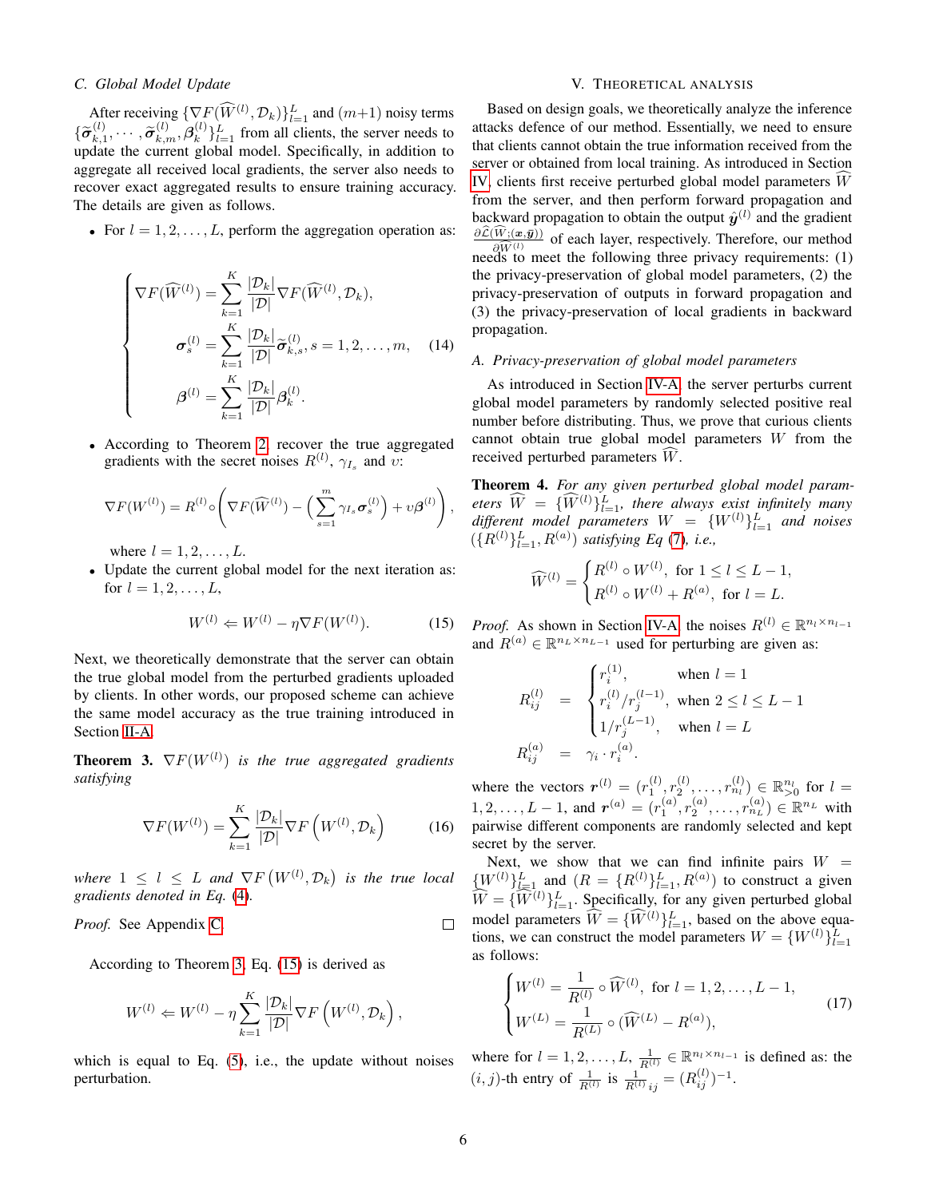### C. Global Model Update

After receiving $\{\nabla F(\widehat{W}^{(l)}, \mathcal{D}_k)\}_{l=1}^{L}$ and $(m+1)$ noisy terms $\{\widetilde{\boldsymbol{\sigma}}_{k,1}^{(l)}, \cdots, \widetilde{\boldsymbol{\sigma}}_{k,m}^{(l)}, \boldsymbol{\beta}_k^{(l)}\}_{l=1}^{L}$ from all clients, the server needs to update the current global model. Specifically, in addition to aggregate all received local gradients, the server also needs to recover exact aggregated results to ensure training accuracy. The details are given as follows.

- For $l = 1, 2, \ldots, L$, perform the aggregation operation as:

$$
\begin{cases}
\nabla F(\widehat{W}^{(l)}) = \sum_{k=1}^{K} \frac{|\mathcal{D}_k|}{|\mathcal{D}|} \nabla F(\widehat{W}^{(l)}, \mathcal{D}_k), \\
\boldsymbol{\sigma}_s^{(l)} = \sum_{k=1}^{K} \frac{|\mathcal{D}_k|}{|\mathcal{D}|} \widetilde{\boldsymbol{\sigma}}_{k,s}^{(l)}, s = 1, 2, \ldots, m, \\
\boldsymbol{\beta}^{(l)} = \sum_{k=1}^{K} \frac{|\mathcal{D}_k|}{|\mathcal{D}|} \boldsymbol{\beta}_k^{(l)}.
\end{cases} \tag{14}
$$

- According to Theorem 2, recover the true aggregated gradients with the secret noises $R^{(l)}$, $\gamma_{I_s}$ and $\upsilon$:

$$
\nabla F(W^{(l)}) = R^{(l)} \circ \left( \nabla F(\widehat{W}^{(l)}) - \left( \sum_{s=1}^{m} \gamma_{I_s} \boldsymbol{\sigma}_s^{(l)} \right) + \upsilon \boldsymbol{\beta}^{(l)} \right),
$$

where $l = 1, 2, \ldots, L$.

- Update the current global model for the next iteration as: for $l = 1, 2, \ldots, L$,

$$
W^{(l)} \Leftarrow W^{(l)} - \eta \nabla F(W^{(l)}). \tag{15}
$$

Next, we theoretically demonstrate that the server can obtain the true global model from the perturbed gradients uploaded by clients. In other words, our proposed scheme can achieve the same model accuracy as the true training introduced in Section II-A.

**Theorem 3.** *$\nabla F(W^{(l)})$ is the true aggregated gradients satisfying*

$$
\nabla F(W^{(l)}) = \sum_{k=1}^{K} \frac{|\mathcal{D}_k|}{|\mathcal{D}|} \nabla F\left(W^{(l)}, \mathcal{D}_k\right) \tag{16}
$$

*where $1 \leq l \leq L$ and $\nabla F\left(W^{(l)}, \mathcal{D}_k\right)$ is the true local gradients denoted in Eq. (4).*

*Proof.* See Appendix C. $\square$

According to Theorem 3, Eq. (15) is derived as

$$
W^{(l)} \Leftarrow W^{(l)} - \eta \sum_{k=1}^{K} \frac{|\mathcal{D}_k|}{|\mathcal{D}|} \nabla F\left(W^{(l)}, \mathcal{D}_k\right),
$$

which is equal to Eq. (5), i.e., the update without noises perturbation.

## V. Theoretical Analysis

Based on design goals, we theoretically analyze the inference attacks defence of our method. Essentially, we need to ensure that clients cannot obtain the true information received from the server or obtained from local training. As introduced in Section IV, clients first receive perturbed global model parameters $\widehat{W}$ from the server, and then perform forward propagation and backward propagation to obtain the output $\hat{\boldsymbol{y}}^{(l)}$ and the gradient $\frac{\partial \widehat{\mathcal{L}}(\widehat{W};(\boldsymbol{x},\bar{\boldsymbol{y}}))}{\partial \widehat{W}^{(l)}}$ of each layer, respectively. Therefore, our method needs to meet the following three privacy requirements: (1) the privacy-preservation of global model parameters, (2) the privacy-preservation of outputs in forward propagation and (3) the privacy-preservation of local gradients in backward propagation.

### A. Privacy-preservation of global model parameters

As introduced in Section IV-A, the server perturbs current global model parameters by randomly selected positive real number before distributing. Thus, we prove that curious clients cannot obtain true global model parameters $W$ from the received perturbed parameters $\widehat{W}$.

**Theorem 4.** *For any given perturbed global model parameters $\widehat{W} = \{\widehat{W}^{(l)}\}_{l=1}^{L}$, there always exist infinitely many different model parameters $W = \{W^{(l)}\}_{l=1}^{L}$ and noises $(\{R^{(l)}\}_{l=1}^{L}, R^{(a)})$ satisfying Eq (7), i.e.,*

$$
\widehat{W}^{(l)} = \begin{cases}
R^{(l)} \circ W^{(l)}, \text{ for } 1 \leq l \leq L-1, \\
R^{(l)} \circ W^{(l)} + R^{(a)}, \text{ for } l = L.
\end{cases}
$$

*Proof.* As shown in Section IV-A, the noises $R^{(l)} \in \mathbb{R}^{n_l \times n_{l-1}}$ and $R^{(a)} \in \mathbb{R}^{n_L \times n_{L-1}}$ used for perturbing are given as:

$$
\begin{aligned}
R_{ij}^{(l)} &= \begin{cases}
r_i^{(1)}, & \text{when } l = 1 \\
r_i^{(l)}/r_j^{(l-1)}, & \text{when } 2 \leq l \leq L-1 \\
1/r_j^{(L-1)}, & \text{when } l = L
\end{cases} \\
R_{ij}^{(a)} &= \gamma_i \cdot r_i^{(a)}.
\end{aligned}
$$

where the vectors $\boldsymbol{r}^{(l)} = (r_1^{(l)}, r_2^{(l)}, \ldots, r_{n_l}^{(l)}) \in \mathbb{R}_{>0}^{n_l}$ for $l = 1, 2, \ldots, L-1$, and $\boldsymbol{r}^{(a)} = (r_1^{(a)}, r_2^{(a)}, \ldots, r_{n_L}^{(a)}) \in \mathbb{R}^{n_L}$ with pairwise different components are randomly selected and kept secret by the server.

Next, we show that we can find infinite pairs $W = \{W^{(l)}\}_{l=1}^{L}$ and $(R = \{R^{(l)}\}_{l=1}^{L}, R^{(a)})$ to construct a given $\widehat{W} = \{\widehat{W}^{(l)}\}_{l=1}^{L}$. Specifically, for any given perturbed global model parameters $\widehat{W} = \{\widehat{W}^{(l)}\}_{l=1}^{L}$, based on the above equations, we can construct the model parameters $W = \{W^{(l)}\}_{l=1}^{L}$ as follows:

$$
\begin{cases}
W^{(l)} = \frac{1}{R^{(l)}} \circ \widehat{W}^{(l)}, \text{ for } l = 1, 2, \ldots, L-1, \\
W^{(L)} = \frac{1}{R^{(L)}} \circ (\widehat{W}^{(L)} - R^{(a)}),
\end{cases} \tag{17}
$$

where for $l = 1, 2, \ldots, L$, $\frac{1}{R^{(l)}} \in \mathbb{R}^{n_l \times n_{l-1}}$ is defined as: the $(i, j)$-th entry of $\frac{1}{R^{(l)}}$ is $\frac{1}{R^{(l)}}_{ij} = (R_{ij}^{(l)})^{-1}$.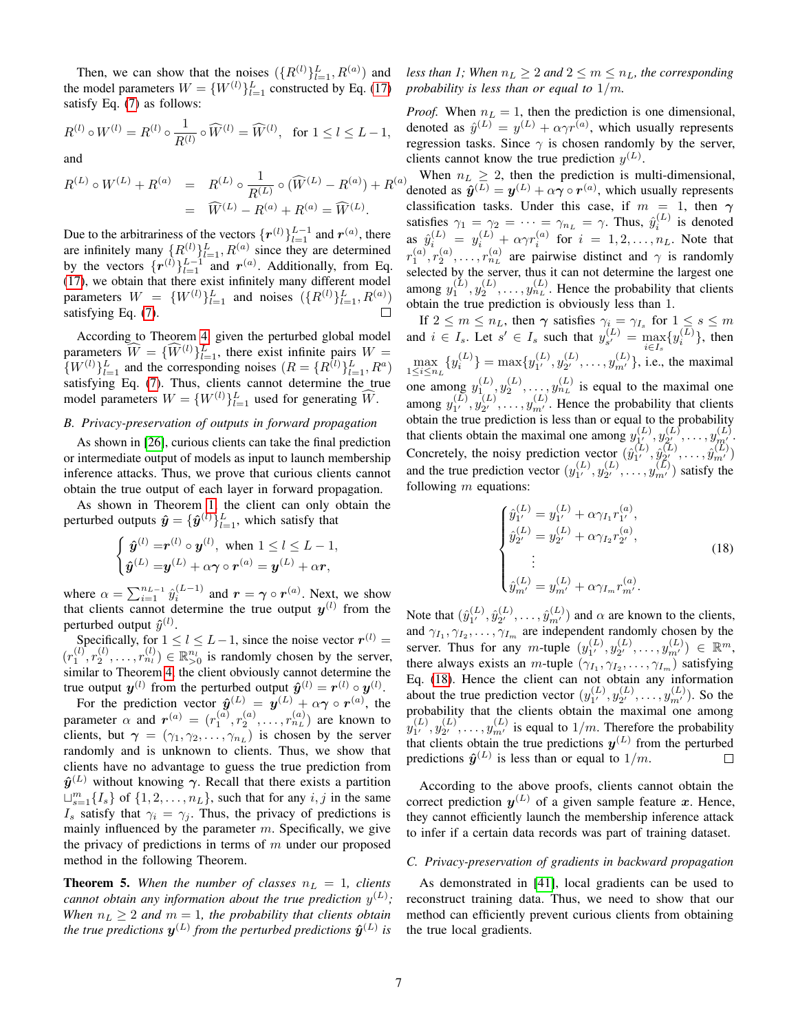Then, we can show that the noises $(\{R^{(l)}\}_{l=1}^{L}, R^{(a)})$ and the model parameters $W = \{W^{(l)}\}_{l=1}^{L}$ constructed by Eq. (17) satisfy Eq. (7) as follows:

$$R^{(l)} \circ W^{(l)} = R^{(l)} \circ \frac{1}{R^{(l)}} \circ \widehat{W}^{(l)} = \widehat{W}^{(l)}, \quad \text{for } 1 \le l \le L-1,$$

and

$$\begin{aligned} R^{(L)} \circ W^{(L)} + R^{(a)} &= R^{(L)} \circ \frac{1}{R^{(L)}} \circ (\widehat{W}^{(L)} - R^{(a)}) + R^{(a)} \\ &= \widehat{W}^{(L)} - R^{(a)} + R^{(a)} = \widehat{W}^{(L)}. \end{aligned}$$

Due to the arbitrariness of the vectors $\{\boldsymbol{r}^{(l)}\}_{l=1}^{L-1}$ and $\boldsymbol{r}^{(a)}$, there are infinitely many $\{R^{(l)}\}_{l=1}^{L}, R^{(a)}$ since they are determined by the vectors $\{\boldsymbol{r}^{(l)}\}_{l=1}^{L-1}$ and $\boldsymbol{r}^{(a)}$. Additionally, from Eq. (17), we obtain that there exist infinitely many different model parameters $W = \{W^{(l)}\}_{l=1}^{L}$ and noises $(\{R^{(l)}\}_{l=1}^{L}, R^{(a)})$ satisfying Eq. (7). □

According to Theorem 4, given the perturbed global model parameters $\widehat{W} = \{\widehat{W}^{(l)}\}_{l=1}^{L}$, there exist infinite pairs $W = \{W^{(l)}\}_{l=1}^{L}$ and the corresponding noises $(R = \{R^{(l)}\}_{l=1}^{L}, R^{a})$ satisfying Eq. (7). Thus, clients cannot determine the true model parameters $W = \{W^{(l)}\}_{l=1}^{L}$ used for generating $\widehat{W}$.

### *B. Privacy-preservation of outputs in forward propagation*

As shown in [26], curious clients can take the final prediction or intermediate output of models as input to launch membership inference attacks. Thus, we prove that curious clients cannot obtain the true output of each layer in forward propagation.

As shown in Theorem 1, the client can only obtain the perturbed outputs $\hat{\boldsymbol{y}} = \{\hat{\boldsymbol{y}}^{(l)}\}_{l=1}^{L}$, which satisfy that

$$\begin{cases} \hat{\boldsymbol{y}}^{(l)} = \boldsymbol{r}^{(l)} \circ \boldsymbol{y}^{(l)}, \text{ when } 1 \le l \le L-1, \\ \hat{\boldsymbol{y}}^{(L)} = \boldsymbol{y}^{(L)} + \alpha \boldsymbol{\gamma} \circ \boldsymbol{r}^{(a)} = \boldsymbol{y}^{(L)} + \alpha \boldsymbol{r}, \end{cases}$$

where $\alpha = \sum_{i=1}^{n_{L-1}} \hat{y}_i^{(L-1)}$ and $\boldsymbol{r} = \boldsymbol{\gamma} \circ \boldsymbol{r}^{(a)}$. Next, we show that clients cannot determine the true output $\boldsymbol{y}^{(l)}$ from the perturbed output $\hat{y}^{(l)}$.

Specifically, for $1 \le l \le L-1$, since the noise vector $\boldsymbol{r}^{(l)} = (r_1^{(l)}, r_2^{(l)}, \ldots, r_{n_l}^{(l)}) \in \mathbb{R}_{>0}^{n_l}$ is randomly chosen by the server, similar to Theorem 4, the client obviously cannot determine the true output $\boldsymbol{y}^{(l)}$ from the perturbed output $\hat{\boldsymbol{y}}^{(l)} = \boldsymbol{r}^{(l)} \circ \boldsymbol{y}^{(l)}$.

For the prediction vector $\hat{\boldsymbol{y}}^{(L)} = \boldsymbol{y}^{(L)} + \alpha \boldsymbol{\gamma} \circ \boldsymbol{r}^{(a)}$, the parameter $\alpha$ and $\boldsymbol{r}^{(a)} = (r_1^{(a)}, r_2^{(a)}, \ldots, r_{n_L}^{(a)})$ are known to clients, but $\boldsymbol{\gamma} = (\gamma_1, \gamma_2, \ldots, \gamma_{n_L})$ is chosen by the server randomly and is unknown to clients. Thus, we show that clients have no advantage to guess the true prediction from $\hat{\boldsymbol{y}}^{(L)}$ without knowing $\boldsymbol{\gamma}$. Recall that there exists a partition $\sqcup_{s=1}^{m}\{I_s\}$ of $\{1, 2, \ldots, n_L\}$, such that for any $i, j$ in the same $I_s$ satisfy that $\gamma_i = \gamma_j$. Thus, the privacy of predictions is mainly influenced by the parameter $m$. Specifically, we give the privacy of predictions in terms of $m$ under our proposed method in the following Theorem.

**Theorem 5.** *When the number of classes $n_L = 1$, clients cannot obtain any information about the true prediction $y^{(L)}$; When $n_L \ge 2$ and $m = 1$, the probability that clients obtain the true predictions $\boldsymbol{y}^{(L)}$ from the perturbed predictions $\hat{\boldsymbol{y}}^{(L)}$ is less than 1; When $n_L \ge 2$ and $2 \le m \le n_L$, the corresponding probability is less than or equal to $1/m$.*

*Proof.* When $n_L = 1$, then the prediction is one dimensional, denoted as $\hat{y}^{(L)} = y^{(L)} + \alpha\gamma r^{(a)}$, which usually represents regression tasks. Since $\gamma$ is chosen randomly by the server, clients cannot know the true prediction $y^{(L)}$.

When $n_L \ge 2$, then the prediction is multi-dimensional, denoted as $\hat{\boldsymbol{y}}^{(L)} = \boldsymbol{y}^{(L)} + \alpha\boldsymbol{\gamma} \circ \boldsymbol{r}^{(a)}$, which usually represents classification tasks. Under this case, if $m = 1$, then $\boldsymbol{\gamma}$ satisfies $\gamma_1 = \gamma_2 = \cdots = \gamma_{n_L} = \gamma$. Thus, $\hat{y}_i^{(L)}$ is denoted as $\hat{y}_i^{(L)} = y_i^{(L)} + \alpha\gamma r_i^{(a)}$ for $i = 1, 2, \ldots, n_L$. Note that $r_1^{(a)}, r_2^{(a)}, \ldots, r_{n_L}^{(a)}$ are pairwise distinct and $\gamma$ is randomly selected by the server, thus it can not determine the largest one among $y_1^{(L)}, y_2^{(L)}, \ldots, y_{n_L}^{(L)}$. Hence the probability that clients obtain the true prediction is obviously less than 1.

If $2 \le m \le n_L$, then $\boldsymbol{\gamma}$ satisfies $\gamma_i = \gamma_{I_s}$ for $1 \le s \le m$ and $i \in I_s$. Let $s' \in I_s$ such that $y_{s'}^{(L)} = \max_{i \in I_s}\{y_i^{(L)}\}$, then $\max_{1 \le i \le n_L}\{y_i^{(L)}\} = \max\{y_{1'}^{(L)}, y_{2'}^{(L)}, \ldots, y_{m'}^{(L)}\}$, i.e., the maximal one among $y_1^{(L)}, y_2^{(L)}, \ldots, y_{n_L}^{(L)}$ is equal to the maximal one among $y_{1'}^{(L)}, y_{2'}^{(L)}, \ldots, y_{m'}^{(L)}$. Hence the probability that clients obtain the true prediction is less than or equal to the probability that clients obtain the maximal one among $y_{1'}^{(L)}, y_{2'}^{(L)}, \ldots, y_{m'}^{(L)}$. Concretely, the noisy prediction vector $(\hat{y}_{1'}^{(L)}, \hat{y}_{2'}^{(L)}, \ldots, \hat{y}_{m'}^{(L)})$ and the true prediction vector $(y_{1'}^{(L)}, y_{2'}^{(L)}, \ldots, y_{m'}^{(L)})$ satisfy the following $m$ equations:

$$\begin{cases} \hat{y}_{1'}^{(L)} = y_{1'}^{(L)} + \alpha\gamma_{I_1} r_{1'}^{(a)}, \\ \hat{y}_{2'}^{(L)} = y_{2'}^{(L)} + \alpha\gamma_{I_2} r_{2'}^{(a)}, \\ \quad \vdots \\ \hat{y}_{m'}^{(L)} = y_{m'}^{(L)} + \alpha\gamma_{I_m} r_{m'}^{(a)}. \end{cases} \tag{18}$$

Note that $(\hat{y}_{1'}^{(L)}, \hat{y}_{2'}^{(L)}, \ldots, \hat{y}_{m'}^{(L)})$ and $\alpha$ are known to the clients, and $\gamma_{I_1}, \gamma_{I_2}, \ldots, \gamma_{I_m}$ are independent randomly chosen by the server. Thus for any $m$-tuple $(y_{1'}^{(L)}, y_{2'}^{(L)}, \ldots, y_{m'}^{(L)}) \in \mathbb{R}^m$, there always exists an $m$-tuple $(\gamma_{I_1}, \gamma_{I_2}, \ldots, \gamma_{I_m})$ satisfying Eq. (18). Hence the client can not obtain any information about the true prediction vector $(y_{1'}^{(L)}, y_{2'}^{(L)}, \ldots, y_{m'}^{(L)})$. So the probability that the clients obtain the maximal one among $y_{1'}^{(L)}, y_{2'}^{(L)}, \ldots, y_{m'}^{(L)}$ is equal to $1/m$. Therefore the probability that clients obtain the true predictions $\boldsymbol{y}^{(L)}$ from the perturbed predictions $\hat{\boldsymbol{y}}^{(L)}$ is less than or equal to $1/m$. □

According to the above proofs, clients cannot obtain the correct prediction $\boldsymbol{y}^{(L)}$ of a given sample feature $\boldsymbol{x}$. Hence, they cannot efficiently launch the membership inference attack to infer if a certain data records was part of training dataset.

### *C. Privacy-preservation of gradients in backward propagation*

As demonstrated in [41], local gradients can be used to reconstruct training data. Thus, we need to show that our method can efficiently prevent curious clients from obtaining the true local gradients.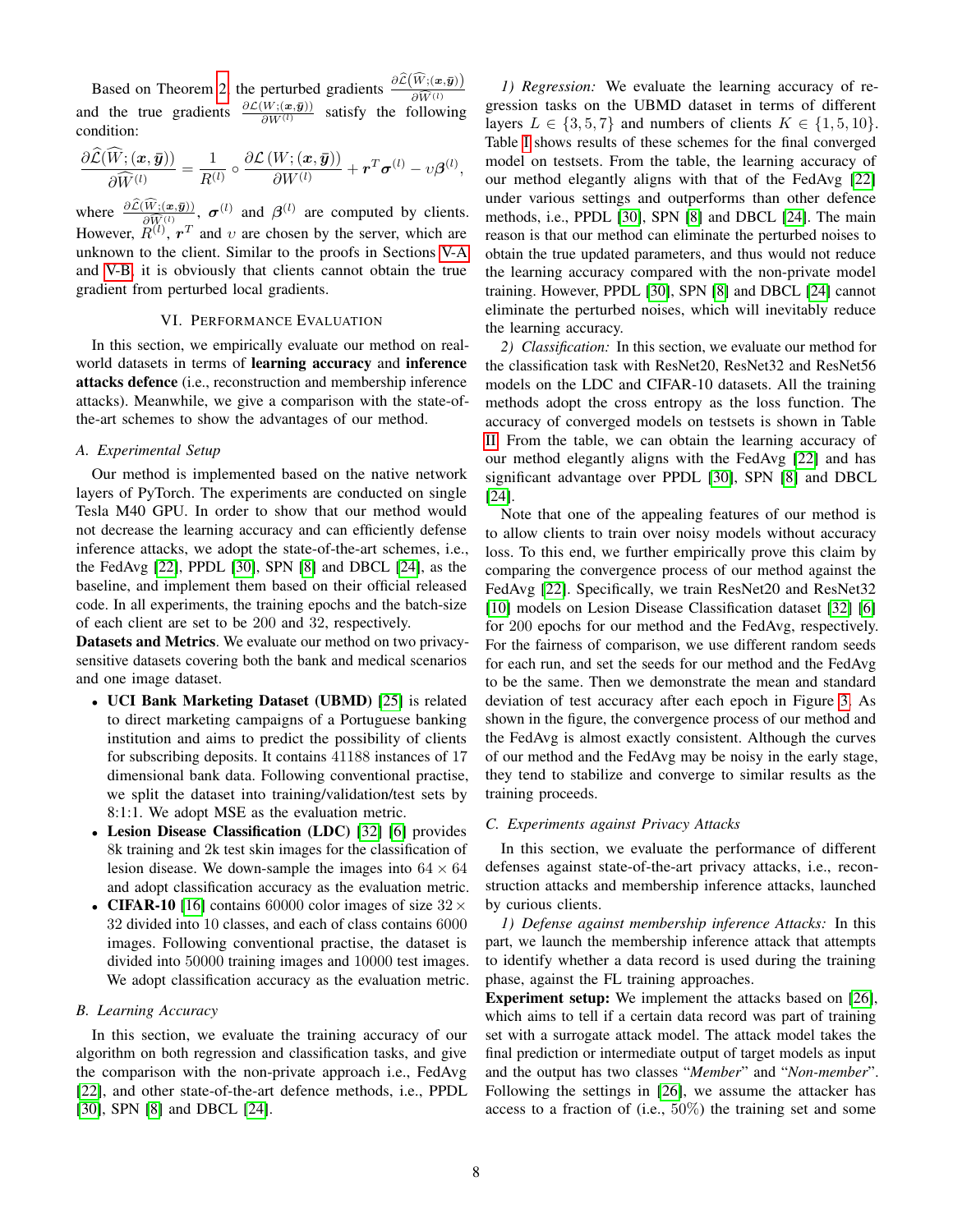Based on Theorem 2, the perturbed gradients $\frac{\partial \widehat{\mathcal{L}}(\widehat{W};(\boldsymbol{x},\overline{\boldsymbol{y}}))}{\partial \widehat{W}^{(l)}}$ and the true gradients $\frac{\partial \mathcal{L}(W;(\boldsymbol{x},\overline{\boldsymbol{y}}))}{\partial W^{(l)}}$ satisfy the following condition:

$$\frac{\partial \widehat{\mathcal{L}}(\widehat{W};(\boldsymbol{x},\overline{\boldsymbol{y}}))}{\partial \widehat{W}^{(l)}} = \frac{1}{R^{(l)}} \circ \frac{\partial \mathcal{L}\left(W;(\boldsymbol{x},\overline{\boldsymbol{y}})\right)}{\partial W^{(l)}} + \boldsymbol{r}^T \boldsymbol{\sigma}^{(l)} - \upsilon \boldsymbol{\beta}^{(l)},$$

where $\frac{\partial \widehat{\mathcal{L}}(\widehat{W};(\boldsymbol{x},\overline{\boldsymbol{y}}))}{\partial \widehat{W}^{(l)}}$, $\boldsymbol{\sigma}^{(l)}$ and $\boldsymbol{\beta}^{(l)}$ are computed by clients. However, $R^{(l)}$, $\boldsymbol{r}^T$ and $\upsilon$ are chosen by the server, which are unknown to the client. Similar to the proofs in Sections V-A and V-B, it is obviously that clients cannot obtain the true gradient from perturbed local gradients.

## VI. Performance Evaluation

In this section, we empirically evaluate our method on real-world datasets in terms of **learning accuracy** and **inference attacks defence** (i.e., reconstruction and membership inference attacks). Meanwhile, we give a comparison with the state-of-the-art schemes to show the advantages of our method.

### A. Experimental Setup

Our method is implemented based on the native network layers of PyTorch. The experiments are conducted on single Tesla M40 GPU. In order to show that our method would not decrease the learning accuracy and can efficiently defense inference attacks, we adopt the state-of-the-art schemes, i.e., the FedAvg [22], PPDL [30], SPN [8] and DBCL [24], as the baseline, and implement them based on their official released code. In all experiments, the training epochs and the batch-size of each client are set to be 200 and 32, respectively.

**Datasets and Metrics**. We evaluate our method on two privacy-sensitive datasets covering both the bank and medical scenarios and one image dataset.

- **UCI Bank Marketing Dataset (UBMD)** [25] is related to direct marketing campaigns of a Portuguese banking institution and aims to predict the possibility of clients for subscribing deposits. It contains 41188 instances of 17 dimensional bank data. Following conventional practise, we split the dataset into training/validation/test sets by 8:1:1. We adopt MSE as the evaluation metric.
- **Lesion Disease Classification (LDC)** [32] [6] provides 8k training and 2k test skin images for the classification of lesion disease. We down-sample the images into $64 \times 64$ and adopt classification accuracy as the evaluation metric.
- **CIFAR-10** [16] contains 60000 color images of size $32 \times 32$ divided into 10 classes, and each of class contains 6000 images. Following conventional practise, the dataset is divided into 50000 training images and 10000 test images. We adopt classification accuracy as the evaluation metric.

### B. Learning Accuracy

In this section, we evaluate the training accuracy of our algorithm on both regression and classification tasks, and give the comparison with the non-private approach i.e., FedAvg [22], and other state-of-the-art defence methods, i.e., PPDL [30], SPN [8] and DBCL [24].

*1) Regression:* We evaluate the learning accuracy of regression tasks on the UBMD dataset in terms of different layers $L \in \{3, 5, 7\}$ and numbers of clients $K \in \{1, 5, 10\}$. Table I shows results of these schemes for the final converged model on testsets. From the table, the learning accuracy of our method elegantly aligns with that of the FedAvg [22] under various settings and outperforms than other defence methods, i.e., PPDL [30], SPN [8] and DBCL [24]. The main reason is that our method can eliminate the perturbed noises to obtain the true updated parameters, and thus would not reduce the learning accuracy compared with the non-private model training. However, PPDL [30], SPN [8] and DBCL [24] cannot eliminate the perturbed noises, which will inevitably reduce the learning accuracy.

*2) Classification:* In this section, we evaluate our method for the classification task with ResNet20, ResNet32 and ResNet56 models on the LDC and CIFAR-10 datasets. All the training methods adopt the cross entropy as the loss function. The accuracy of converged models on testsets is shown in Table II. From the table, we can obtain the learning accuracy of our method elegantly aligns with the FedAvg [22] and has significant advantage over PPDL [30], SPN [8] and DBCL [24].

Note that one of the appealing features of our method is to allow clients to train over noisy models without accuracy loss. To this end, we further empirically prove this claim by comparing the convergence process of our method against the FedAvg [22]. Specifically, we train ResNet20 and ResNet32 [10] models on Lesion Disease Classification dataset [32] [6] for 200 epochs for our method and the FedAvg, respectively. For the fairness of comparison, we use different random seeds for each run, and set the seeds for our method and the FedAvg to be the same. Then we demonstrate the mean and standard deviation of test accuracy after each epoch in Figure 3. As shown in the figure, the convergence process of our method and the FedAvg is almost exactly consistent. Although the curves of our method and the FedAvg may be noisy in the early stage, they tend to stabilize and converge to similar results as the training proceeds.

### C. Experiments against Privacy Attacks

In this section, we evaluate the performance of different defenses against state-of-the-art privacy attacks, i.e., reconstruction attacks and membership inference attacks, launched by curious clients.

*1) Defense against membership inference Attacks:* In this part, we launch the membership inference attack that attempts to identify whether a data record is used during the training phase, against the FL training approaches.

**Experiment setup:** We implement the attacks based on [26], which aims to tell if a certain data record was part of training set with a surrogate attack model. The attack model takes the final prediction or intermediate output of target models as input and the output has two classes "*Member*" and "*Non-member*". Following the settings in [26], we assume the attacker has access to a fraction of (i.e., 50%) the training set and some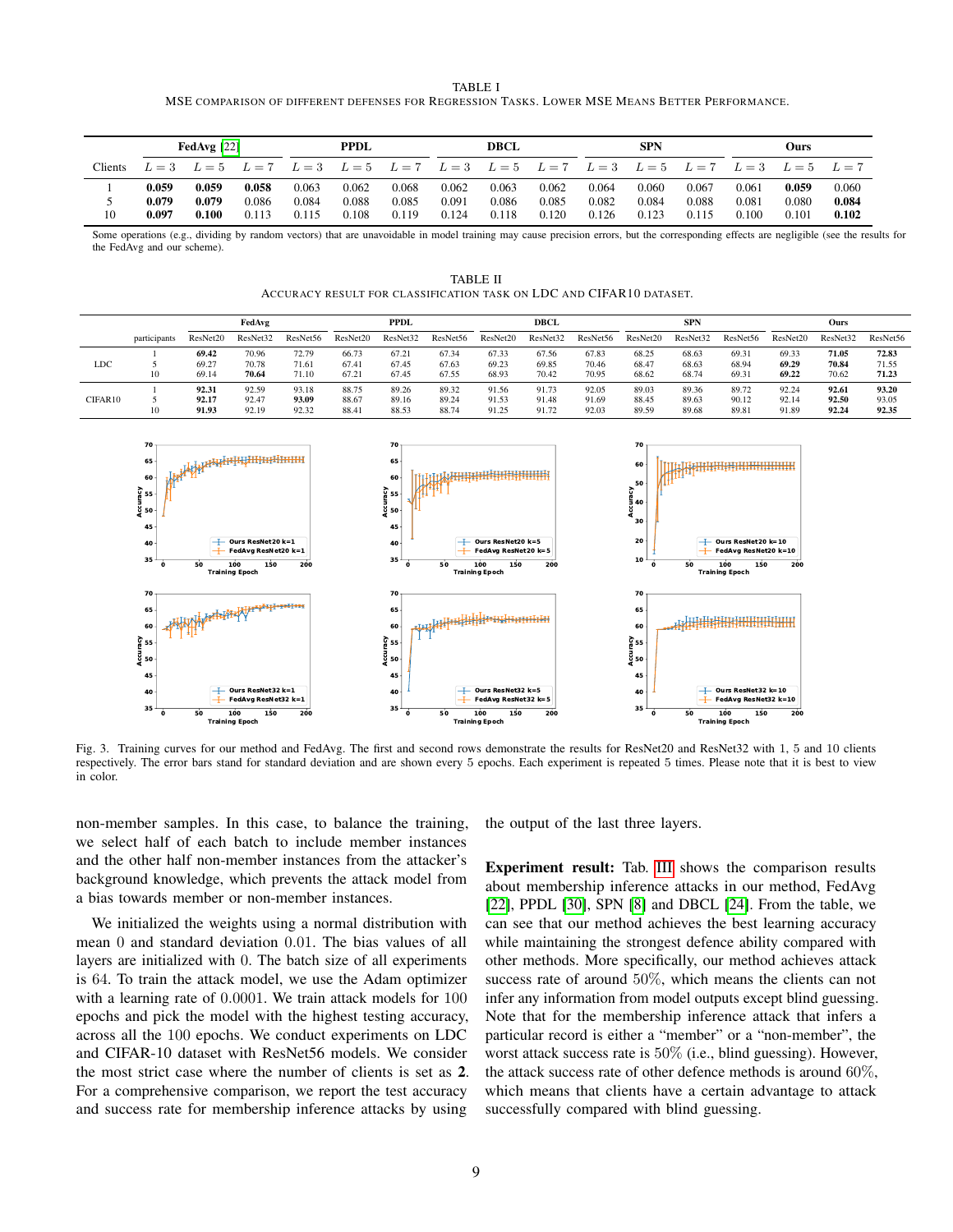TABLE I

MSE COMPARISON OF DIFFERENT DEFENSES FOR REGRESSION TASKS. LOWER MSE MEANS BETTER PERFORMANCE.

| | FedAvg [22] | | | PPDL | | | DBCL | | | SPN | | | Ours | | |
|---|---|---|---|---|---|---|---|---|---|---|---|---|---|---|---|
| Clients | $L=3$ | $L=5$ | $L=7$ | $L=3$ | $L=5$ | $L=7$ | $L=3$ | $L=5$ | $L=7$ | $L=3$ | $L=5$ | $L=7$ | $L=3$ | $L=5$ | $L=7$ |
| 1 | **0.059** | **0.059** | **0.058** | 0.063 | 0.062 | 0.068 | 0.062 | 0.063 | 0.062 | 0.064 | 0.060 | 0.067 | 0.061 | **0.059** | 0.060 |
| 5 | **0.079** | **0.079** | 0.086 | 0.084 | 0.088 | 0.085 | 0.091 | 0.086 | 0.085 | 0.082 | 0.084 | 0.088 | 0.081 | 0.080 | **0.084** |
| 10 | **0.097** | **0.100** | 0.113 | 0.115 | 0.108 | 0.119 | 0.124 | 0.118 | 0.120 | 0.126 | 0.123 | 0.115 | 0.100 | 0.101 | **0.102** |

Some operations (e.g., dividing by random vectors) that are unavoidable in model training may cause precision errors, but the corresponding effects are negligible (see the results for the FedAvg and our scheme).

TABLE II

ACCURACY RESULT FOR CLASSIFICATION TASK ON LDC AND CIFAR10 DATASET.

| | | FedAvg | | | PPDL | | | DBCL | | | SPN | | | Ours | | |
|---|---|---|---|---|---|---|---|---|---|---|---|---|---|---|---|---|
| | participants | ResNet20 | ResNet32 | ResNet56 | ResNet20 | ResNet32 | ResNet56 | ResNet20 | ResNet32 | ResNet56 | ResNet20 | ResNet32 | ResNet56 | ResNet20 | ResNet32 | ResNet56 |
| LDC | 1 | **69.42** | 70.96 | 72.79 | 66.73 | 67.21 | 67.34 | 67.33 | 67.56 | 67.83 | 68.25 | 68.63 | 69.31 | 69.33 | **71.05** | **72.83** |
| | 5 | 69.27 | 70.78 | 71.61 | 67.41 | 67.45 | 67.63 | 69.23 | 69.85 | 70.46 | 68.47 | 68.63 | 68.94 | **69.29** | **70.84** | 71.55 |
| | 10 | 69.14 | **70.64** | 71.10 | 67.21 | 67.45 | 67.55 | 68.93 | 70.42 | 70.95 | 68.62 | 68.74 | 69.31 | **69.22** | 70.62 | **71.23** |
| CIFAR10 | 1 | **92.31** | 92.59 | 93.18 | 88.75 | 89.26 | 89.32 | 91.56 | 91.73 | 92.05 | 89.03 | 89.36 | 89.72 | 92.24 | **92.61** | **93.20** |
| | 5 | **92.17** | 92.47 | **93.09** | 88.67 | 89.16 | 89.24 | 91.53 | 91.48 | 91.69 | 88.45 | 89.63 | 90.12 | 92.14 | **92.50** | 93.05 |
| | 10 | **91.93** | 92.19 | 92.32 | 88.41 | 88.53 | 88.74 | 91.25 | 91.72 | 92.03 | 89.59 | 89.68 | 89.81 | 91.89 | **92.24** | **92.35** |

Fig. 3. Training curves for our method and FedAvg. The first and second rows demonstrate the results for ResNet20 and ResNet32 with 1, 5 and 10 clients respectively. The error bars stand for standard deviation and are shown every 5 epochs. Each experiment is repeated 5 times. Please note that it is best to view in color.

non-member samples. In this case, to balance the training, we select half of each batch to include member instances and the other half non-member instances from the attacker's background knowledge, which prevents the attack model from a bias towards member or non-member instances.

We initialized the weights using a normal distribution with mean 0 and standard deviation 0.01. The bias values of all layers are initialized with 0. The batch size of all experiments is 64. To train the attack model, we use the Adam optimizer with a learning rate of 0.0001. We train attack models for 100 epochs and pick the model with the highest testing accuracy, across all the 100 epochs. We conduct experiments on LDC and CIFAR-10 dataset with ResNet56 models. We consider the most strict case where the number of clients is set as **2**. For a comprehensive comparison, we report the test accuracy and success rate for membership inference attacks by using the output of the last three layers.

**Experiment result:** Tab. III shows the comparison results about membership inference attacks in our method, FedAvg [22], PPDL [30], SPN [8] and DBCL [24]. From the table, we can see that our method achieves the best learning accuracy while maintaining the strongest defence ability compared with other methods. More specifically, our method achieves attack success rate of around 50%, which means the clients can not infer any information from model outputs except blind guessing. Note that for the membership inference attack that infers a particular record is either a "member" or a "non-member", the worst attack success rate is 50% (i.e., blind guessing). However, the attack success rate of other defence methods is around 60%, which means that clients have a certain advantage to attack successfully compared with blind guessing.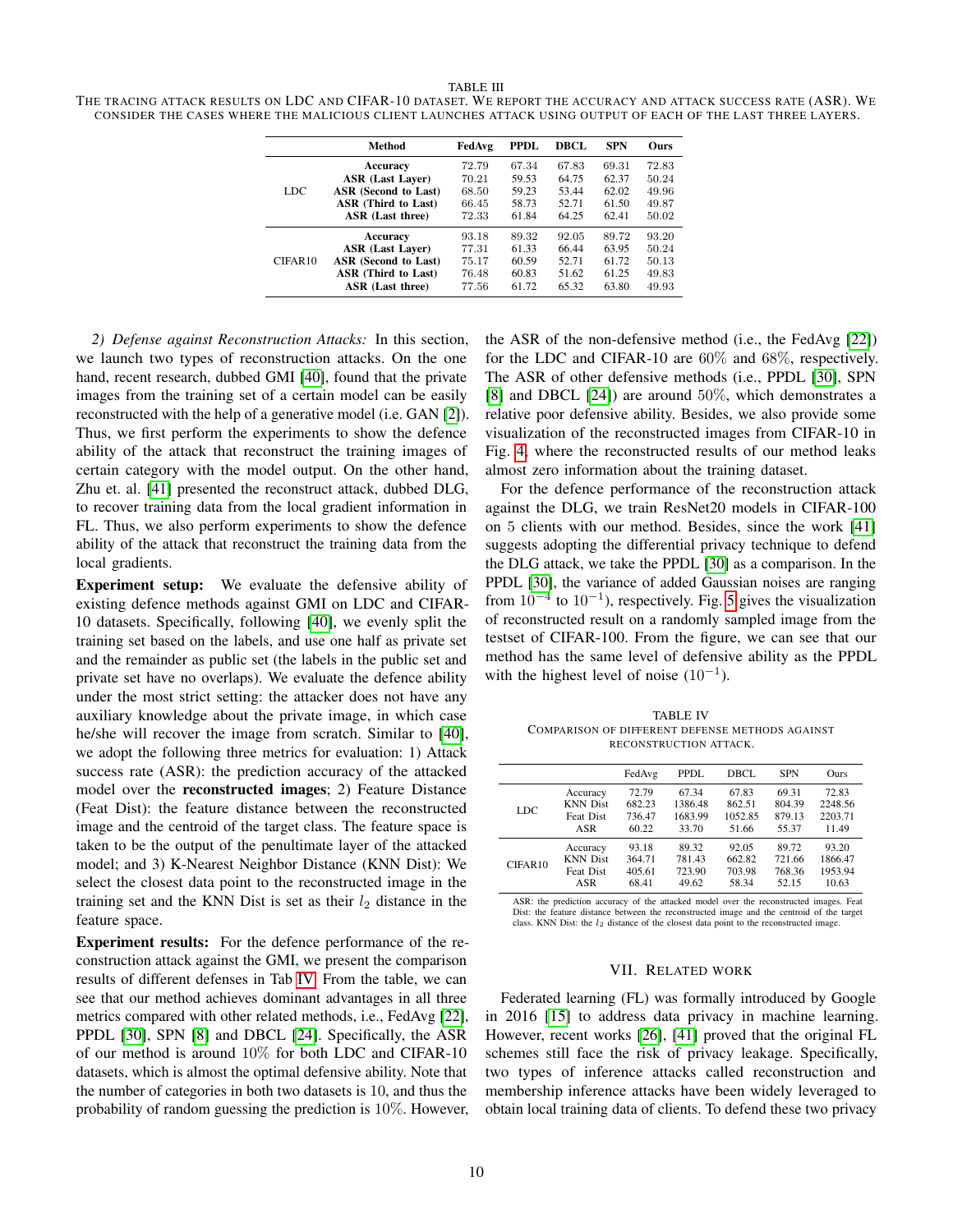TABLE III

THE TRACING ATTACK RESULTS ON LDC AND CIFAR-10 DATASET. WE REPORT THE ACCURACY AND ATTACK SUCCESS RATE (ASR). WE CONSIDER THE CASES WHERE THE MALICIOUS CLIENT LAUNCHES ATTACK USING OUTPUT OF EACH OF THE LAST THREE LAYERS.

| | Method | FedAvg | PPDL | DBCL | SPN | Ours |
|---|---|---|---|---|---|---|
| LDC | Accuracy | 72.79 | 67.34 | 67.83 | 69.31 | 72.83 |
| | ASR (Last Layer) | 70.21 | 59.53 | 64.75 | 62.37 | 50.24 |
| | ASR (Second to Last) | 68.50 | 59.23 | 53.44 | 62.02 | 49.96 |
| | ASR (Third to Last) | 66.45 | 58.73 | 52.71 | 61.50 | 49.87 |
| | ASR (Last three) | 72.33 | 61.84 | 64.25 | 62.41 | 50.02 |
| CIFAR10 | Accuracy | 93.18 | 89.32 | 92.05 | 89.72 | 93.20 |
| | ASR (Last Layer) | 77.31 | 61.33 | 66.44 | 63.95 | 50.24 |
| | ASR (Second to Last) | 75.17 | 60.59 | 52.71 | 61.72 | 50.13 |
| | ASR (Third to Last) | 76.48 | 60.83 | 51.62 | 61.25 | 49.83 |
| | ASR (Last three) | 77.56 | 61.72 | 65.32 | 63.80 | 49.93 |

*2) Defense against Reconstruction Attacks:* In this section, we launch two types of reconstruction attacks. On the one hand, recent research, dubbed GMI [40], found that the private images from the training set of a certain model can be easily reconstructed with the help of a generative model (i.e. GAN [2]). Thus, we first perform the experiments to show the defence ability of the attack that reconstruct the training images of certain category with the model output. On the other hand, Zhu et. al. [41] presented the reconstruct attack, dubbed DLG, to recover training data from the local gradient information in FL. Thus, we also perform experiments to show the defence ability of the attack that reconstruct the training data from the local gradients.

**Experiment setup:** We evaluate the defensive ability of existing defence methods against GMI on LDC and CIFAR-10 datasets. Specifically, following [40], we evenly split the training set based on the labels, and use one half as private set and the remainder as public set (the labels in the public set and private set have no overlaps). We evaluate the defence ability under the most strict setting: the attacker does not have any auxiliary knowledge about the private image, in which case he/she will recover the image from scratch. Similar to [40], we adopt the following three metrics for evaluation: 1) Attack success rate (ASR): the prediction accuracy of the attacked model over the **reconstructed images**; 2) Feature Distance (Feat Dist): the feature distance between the reconstructed image and the centroid of the target class. The feature space is taken to be the output of the penultimate layer of the attacked model; and 3) K-Nearest Neighbor Distance (KNN Dist): We select the closest data point to the reconstructed image in the training set and the KNN Dist is set as their $l_2$ distance in the feature space.

**Experiment results:** For the defence performance of the reconstruction attack against the GMI, we present the comparison results of different defenses in Tab IV. From the table, we can see that our method achieves dominant advantages in all three metrics compared with other related methods, i.e., FedAvg [22], PPDL [30], SPN [8] and DBCL [24]. Specifically, the ASR of our method is around 10% for both LDC and CIFAR-10 datasets, which is almost the optimal defensive ability. Note that the number of categories in both two datasets is 10, and thus the probability of random guessing the prediction is 10%. However, the ASR of the non-defensive method (i.e., the FedAvg [22]) for the LDC and CIFAR-10 are 60% and 68%, respectively. The ASR of other defensive methods (i.e., PPDL [30], SPN [8] and DBCL [24]) are around 50%, which demonstrates a relative poor defensive ability. Besides, we also provide some visualization of the reconstructed images from CIFAR-10 in Fig. 4, where the reconstructed results of our method leaks almost zero information about the training dataset.

For the defence performance of the reconstruction attack against the DLG, we train ResNet20 models in CIFAR-100 on 5 clients with our method. Besides, since the work [41] suggests adopting the differential privacy technique to defend the DLG attack, we take the PPDL [30] as a comparison. In the PPDL [30], the variance of added Gaussian noises are ranging from $10^{-4}$ to $10^{-1}$), respectively. Fig. 5 gives the visualization of reconstructed result on a randomly sampled image from the testset of CIFAR-100. From the figure, we can see that our method has the same level of defensive ability as the PPDL with the highest level of noise ($10^{-1}$).

TABLE IV

COMPARISON OF DIFFERENT DEFENSE METHODS AGAINST RECONSTRUCTION ATTACK.

| | | FedAvg | PPDL | DBCL | SPN | Ours |
|---|---|---|---|---|---|---|
| LDC | Accuracy | 72.79 | 67.34 | 67.83 | 69.31 | 72.83 |
| | KNN Dist | 682.23 | 1386.48 | 862.51 | 804.39 | 2248.56 |
| | Feat Dist | 736.47 | 1683.99 | 1052.85 | 879.13 | 2203.71 |
| | ASR | 60.22 | 33.70 | 51.66 | 55.37 | 11.49 |
| CIFAR10 | Accuracy | 93.18 | 89.32 | 92.05 | 89.72 | 93.20 |
| | KNN Dist | 364.71 | 781.43 | 662.82 | 721.66 | 1866.47 |
| | Feat Dist | 405.61 | 723.90 | 703.98 | 768.36 | 1953.94 |
| | ASR | 68.41 | 49.62 | 58.34 | 52.15 | 10.63 |

ASR: the prediction accuracy of the attacked model over the reconstructed images. Feat Dist: the feature distance between the reconstructed image and the centroid of the target class. KNN Dist: the $l_2$ distance of the closest data point to the reconstructed image.

## VII. RELATED WORK

Federated learning (FL) was formally introduced by Google in 2016 [15] to address data privacy in machine learning. However, recent works [26], [41] proved that the original FL schemes still face the risk of privacy leakage. Specifically, two types of inference attacks called reconstruction and membership inference attacks have been widely leveraged to obtain local training data of clients. To defend these two privacy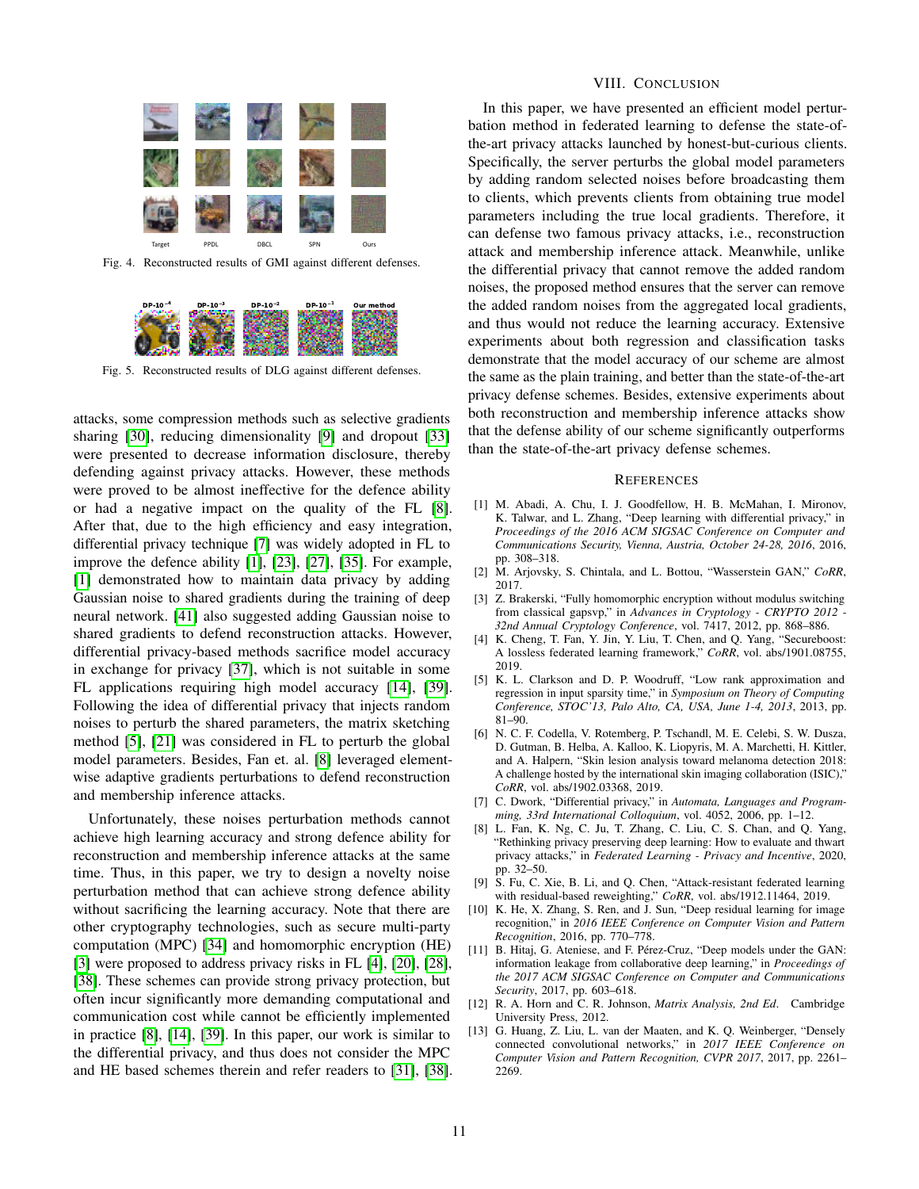Fig. 4. Reconstructed results of GMI against different defenses.

Fig. 5. Reconstructed results of DLG against different defenses.

attacks, some compression methods such as selective gradients sharing [30], reducing dimensionality [9] and dropout [33] were presented to decrease information disclosure, thereby defending against privacy attacks. However, these methods were proved to be almost ineffective for the defence ability or had a negative impact on the quality of the FL [8]. After that, due to the high efficiency and easy integration, differential privacy technique [7] was widely adopted in FL to improve the defence ability [1], [23], [27], [35]. For example, [1] demonstrated how to maintain data privacy by adding Gaussian noise to shared gradients during the training of deep neural network. [41] also suggested adding Gaussian noise to shared gradients to defend reconstruction attacks. However, differential privacy-based methods sacrifice model accuracy in exchange for privacy [37], which is not suitable in some FL applications requiring high model accuracy [14], [39]. Following the idea of differential privacy that injects random noises to perturb the shared parameters, the matrix sketching method [5], [21] was considered in FL to perturb the global model parameters. Besides, Fan et. al. [8] leveraged element-wise adaptive gradients perturbations to defend reconstruction and membership inference attacks.

Unfortunately, these noises perturbation methods cannot achieve high learning accuracy and strong defence ability for reconstruction and membership inference attacks at the same time. Thus, in this paper, we try to design a novelty noise perturbation method that can achieve strong defence ability without sacrificing the learning accuracy. Note that there are other cryptography technologies, such as secure multi-party computation (MPC) [34] and homomorphic encryption (HE) [3] were proposed to address privacy risks in FL [4], [20], [28], [38]. These schemes can provide strong privacy protection, but often incur significantly more demanding computational and communication cost while cannot be efficiently implemented in practice [8], [14], [39]. In this paper, our work is similar to the differential privacy, and thus does not consider the MPC and HE based schemes therein and refer readers to [31], [38].

# VIII. Conclusion

In this paper, we have presented an efficient model perturbation method in federated learning to defense the state-of-the-art privacy attacks launched by honest-but-curious clients. Specifically, the server perturbs the global model parameters by adding random selected noises before broadcasting them to clients, which prevents clients from obtaining true model parameters including the true local gradients. Therefore, it can defense two famous privacy attacks, i.e., reconstruction attack and membership inference attack. Meanwhile, unlike the differential privacy that cannot remove the added random noises, the proposed method ensures that the server can remove the added random noises from the aggregated local gradients, and thus would not reduce the learning accuracy. Extensive experiments about both regression and classification tasks demonstrate that the model accuracy of our scheme are almost the same as the plain training, and better than the state-of-the-art privacy defense schemes. Besides, extensive experiments about both reconstruction and membership inference attacks show that the defense ability of our scheme significantly outperforms than the state-of-the-art privacy defense schemes.

# References

[1] M. Abadi, A. Chu, I. J. Goodfellow, H. B. McMahan, I. Mironov, K. Talwar, and L. Zhang, "Deep learning with differential privacy," in *Proceedings of the 2016 ACM SIGSAC Conference on Computer and Communications Security, Vienna, Austria, October 24-28, 2016*, 2016, pp. 308–318.

[2] M. Arjovsky, S. Chintala, and L. Bottou, "Wasserstein GAN," *CoRR*, 2017.

[3] Z. Brakerski, "Fully homomorphic encryption without modulus switching from classical gapsvp," in *Advances in Cryptology - CRYPTO 2012 - 32nd Annual Cryptology Conference*, vol. 7417, 2012, pp. 868–886.

[4] K. Cheng, T. Fan, Y. Jin, Y. Liu, T. Chen, and Q. Yang, "Secureboost: A lossless federated learning framework," *CoRR*, vol. abs/1901.08755, 2019.

[5] K. L. Clarkson and D. P. Woodruff, "Low rank approximation and regression in input sparsity time," in *Symposium on Theory of Computing Conference, STOC'13, Palo Alto, CA, USA, June 1-4, 2013*, 2013, pp. 81–90.

[6] N. C. F. Codella, V. Rotemberg, P. Tschandl, M. E. Celebi, S. W. Dusza, D. Gutman, B. Helba, A. Kalloo, K. Liopyris, M. A. Marchetti, H. Kittler, and A. Halpern, "Skin lesion analysis toward melanoma detection 2018: A challenge hosted by the international skin imaging collaboration (ISIC)," *CoRR*, vol. abs/1902.03368, 2019.

[7] C. Dwork, "Differential privacy," in *Automata, Languages and Programming, 33rd International Colloquium*, vol. 4052, 2006, pp. 1–12.

[8] L. Fan, K. Ng, C. Ju, T. Zhang, C. Liu, C. S. Chan, and Q. Yang, "Rethinking privacy preserving deep learning: How to evaluate and thwart privacy attacks," in *Federated Learning - Privacy and Incentive*, 2020, pp. 32–50.

[9] S. Fu, C. Xie, B. Li, and Q. Chen, "Attack-resistant federated learning with residual-based reweighting," *CoRR*, vol. abs/1912.11464, 2019.

[10] K. He, X. Zhang, S. Ren, and J. Sun, "Deep residual learning for image recognition," in *2016 IEEE Conference on Computer Vision and Pattern Recognition*, 2016, pp. 770–778.

[11] B. Hitaj, G. Ateniese, and F. Pérez-Cruz, "Deep models under the GAN: information leakage from collaborative deep learning," in *Proceedings of the 2017 ACM SIGSAC Conference on Computer and Communications Security*, 2017, pp. 603–618.

[12] R. A. Horn and C. R. Johnson, *Matrix Analysis, 2nd Ed*. Cambridge University Press, 2012.

[13] G. Huang, Z. Liu, L. van der Maaten, and K. Q. Weinberger, "Densely connected convolutional networks," in *2017 IEEE Conference on Computer Vision and Pattern Recognition, CVPR 2017*, 2017, pp. 2261–2269.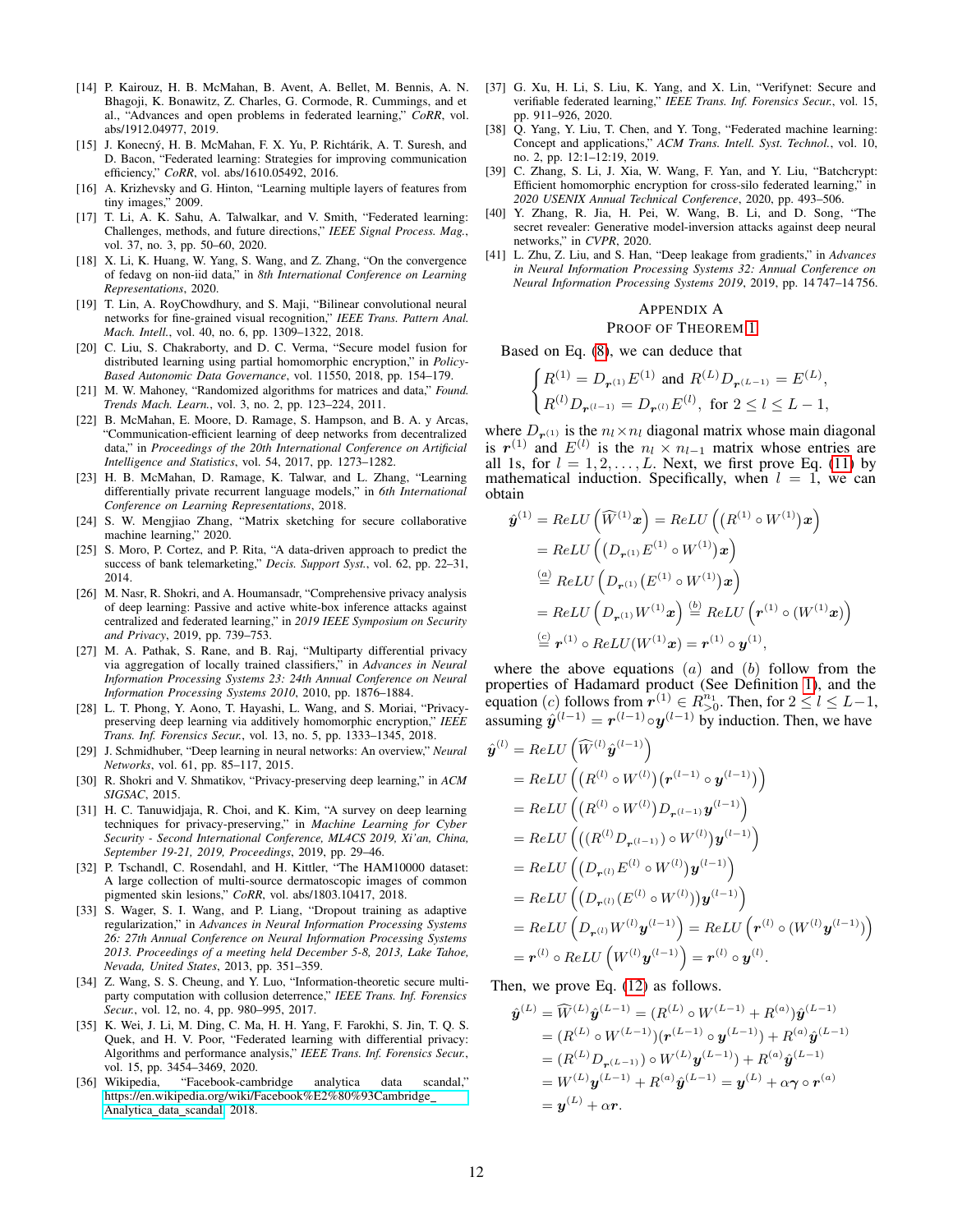[14] P. Kairouz, H. B. McMahan, B. Avent, A. Bellet, M. Bennis, A. N. Bhagoji, K. Bonawitz, Z. Charles, G. Cormode, R. Cummings, and et al., "Advances and open problems in federated learning," *CoRR*, vol. abs/1912.04977, 2019.

[15] J. Konecný, H. B. McMahan, F. X. Yu, P. Richtárik, A. T. Suresh, and D. Bacon, "Federated learning: Strategies for improving communication efficiency," *CoRR*, vol. abs/1610.05492, 2016.

[16] A. Krizhevsky and G. Hinton, "Learning multiple layers of features from tiny images," 2009.

[17] T. Li, A. K. Sahu, A. Talwalkar, and V. Smith, "Federated learning: Challenges, methods, and future directions," *IEEE Signal Process. Mag.*, vol. 37, no. 3, pp. 50–60, 2020.

[18] X. Li, K. Huang, W. Yang, S. Wang, and Z. Zhang, "On the convergence of fedavg on non-iid data," in *8th International Conference on Learning Representations*, 2020.

[19] T. Lin, A. RoyChowdhury, and S. Maji, "Bilinear convolutional neural networks for fine-grained visual recognition," *IEEE Trans. Pattern Anal. Mach. Intell.*, vol. 40, no. 6, pp. 1309–1322, 2018.

[20] C. Liu, S. Chakraborty, and D. C. Verma, "Secure model fusion for distributed learning using partial homomorphic encryption," in *Policy-Based Autonomic Data Governance*, vol. 11550, 2018, pp. 154–179.

[21] M. W. Mahoney, "Randomized algorithms for matrices and data," *Found. Trends Mach. Learn.*, vol. 3, no. 2, pp. 123–224, 2011.

[22] B. McMahan, E. Moore, D. Ramage, S. Hampson, and B. A. y Arcas, "Communication-efficient learning of deep networks from decentralized data," in *Proceedings of the 20th International Conference on Artificial Intelligence and Statistics*, vol. 54, 2017, pp. 1273–1282.

[23] H. B. McMahan, D. Ramage, K. Talwar, and L. Zhang, "Learning differentially private recurrent language models," in *6th International Conference on Learning Representations*, 2018.

[24] S. W. Mengjiao Zhang, "Matrix sketching for secure collaborative machine learning," 2020.

[25] S. Moro, P. Cortez, and P. Rita, "A data-driven approach to predict the success of bank telemarketing," *Decis. Support Syst.*, vol. 62, pp. 22–31, 2014.

[26] M. Nasr, R. Shokri, and A. Houmansadr, "Comprehensive privacy analysis of deep learning: Passive and active white-box inference attacks against centralized and federated learning," in *2019 IEEE Symposium on Security and Privacy*, 2019, pp. 739–753.

[27] M. A. Pathak, S. Rane, and B. Raj, "Multiparty differential privacy via aggregation of locally trained classifiers," in *Advances in Neural Information Processing Systems 23: 24th Annual Conference on Neural Information Processing Systems 2010*, 2010, pp. 1876–1884.

[28] L. T. Phong, Y. Aono, T. Hayashi, L. Wang, and S. Moriai, "Privacy-preserving deep learning via additively homomorphic encryption," *IEEE Trans. Inf. Forensics Secur.*, vol. 13, no. 5, pp. 1333–1345, 2018.

[29] J. Schmidhuber, "Deep learning in neural networks: An overview," *Neural Networks*, vol. 61, pp. 85–117, 2015.

[30] R. Shokri and V. Shmatikov, "Privacy-preserving deep learning," in *ACM SIGSAC*, 2015.

[31] H. C. Tanuwidjaja, R. Choi, and K. Kim, "A survey on deep learning techniques for privacy-preserving," in *Machine Learning for Cyber Security - Second International Conference, ML4CS 2019, Xi'an, China, September 19-21, 2019, Proceedings*, 2019, pp. 29–46.

[32] P. Tschandl, C. Rosendahl, and H. Kittler, "The HAM10000 dataset: A large collection of multi-source dermatoscopic images of common pigmented skin lesions," *CoRR*, vol. abs/1803.10417, 2018.

[33] S. Wager, S. I. Wang, and P. Liang, "Dropout training as adaptive regularization," in *Advances in Neural Information Processing Systems 26: 27th Annual Conference on Neural Information Processing Systems 2013. Proceedings of a meeting held December 5-8, 2013, Lake Tahoe, Nevada, United States*, 2013, pp. 351–359.

[34] Z. Wang, S. S. Cheung, and Y. Luo, "Information-theoretic secure multi-party computation with collusion deterrence," *IEEE Trans. Inf. Forensics Secur.*, vol. 12, no. 4, pp. 980–995, 2017.

[35] K. Wei, J. Li, M. Ding, C. Ma, H. H. Yang, F. Farokhi, S. Jin, T. Q. S. Quek, and H. V. Poor, "Federated learning with differential privacy: Algorithms and performance analysis," *IEEE Trans. Inf. Forensics Secur.*, vol. 15, pp. 3454–3469, 2020.

[36] Wikipedia, "Facebook-cambridge analytica data scandal," https://en.wikipedia.org/wiki/Facebook%E2%80%93Cambridge_Analytica_data_scandal, 2018.

[37] G. Xu, H. Li, S. Liu, K. Yang, and X. Lin, "Verifynet: Secure and verifiable federated learning," *IEEE Trans. Inf. Forensics Secur.*, vol. 15, pp. 911–926, 2020.

[38] Q. Yang, Y. Liu, T. Chen, and Y. Tong, "Federated machine learning: Concept and applications," *ACM Trans. Intell. Syst. Technol.*, vol. 10, no. 2, pp. 12:1–12:19, 2019.

[39] C. Zhang, S. Li, J. Xia, W. Wang, F. Yan, and Y. Liu, "Batchcrypt: Efficient homomorphic encryption for cross-silo federated learning," in *2020 USENIX Annual Technical Conference*, 2020, pp. 493–506.

[40] Y. Zhang, R. Jia, H. Pei, W. Wang, B. Li, and D. Song, "The secret revealer: Generative model-inversion attacks against deep neural networks," in *CVPR*, 2020.

[41] L. Zhu, Z. Liu, and S. Han, "Deep leakage from gradients," in *Advances in Neural Information Processing Systems 32: Annual Conference on Neural Information Processing Systems 2019*, 2019, pp. 14 747–14 756.

## Appendix A
## Proof of Theorem 1

Based on Eq. (8), we can deduce that

$$\begin{cases} R^{(1)} = D_{\boldsymbol{r}^{(1)}} E^{(1)} \text{ and } R^{(L)} D_{\boldsymbol{r}^{(L-1)}} = E^{(L)}, \\ R^{(l)} D_{\boldsymbol{r}^{(l-1)}} = D_{\boldsymbol{r}^{(l)}} E^{(l)}, \text{ for } 2 \le l \le L-1, \end{cases}$$

where $D_{\boldsymbol{r}^{(1)}}$ is the $n_l \times n_l$ diagonal matrix whose main diagonal is $\boldsymbol{r}^{(1)}$ and $E^{(l)}$ is the $n_l \times n_{l-1}$ matrix whose entries are all 1s, for $l = 1, 2, \ldots, L$. Next, we first prove Eq. (11) by mathematical induction. Specifically, when $l = 1$, we can obtain

$$\begin{aligned}
\hat{\boldsymbol{y}}^{(1)} &= ReLU\left(\widehat{W}^{(1)}\boldsymbol{x}\right) = ReLU\left(\left(R^{(1)} \circ W^{(1)}\right)\boldsymbol{x}\right) \\
&= ReLU\left(\left(D_{\boldsymbol{r}^{(1)}} E^{(1)} \circ W^{(1)}\right)\boldsymbol{x}\right) \\
&\overset{(a)}{=} ReLU\left(D_{\boldsymbol{r}^{(1)}}\left(E^{(1)} \circ W^{(1)}\right)\boldsymbol{x}\right) \\
&= ReLU\left(D_{\boldsymbol{r}^{(1)}} W^{(1)}\boldsymbol{x}\right) \overset{(b)}{=} ReLU\left(\boldsymbol{r}^{(1)} \circ (W^{(1)}\boldsymbol{x})\right) \\
&\overset{(c)}{=} \boldsymbol{r}^{(1)} \circ ReLU(W^{(1)}\boldsymbol{x}) = \boldsymbol{r}^{(1)} \circ \boldsymbol{y}^{(1)},
\end{aligned}$$

where the above equations $(a)$ and $(b)$ follow from the properties of Hadamard product (See Definition 1), and the equation $(c)$ follows from $\boldsymbol{r}^{(1)} \in R^{n_1}_{>0}$. Then, for $2 \le l \le L-1$, assuming $\hat{\boldsymbol{y}}^{(l-1)} = \boldsymbol{r}^{(l-1)} \circ \boldsymbol{y}^{(l-1)}$ by induction. Then, we have

$$\begin{aligned}
\hat{\boldsymbol{y}}^{(l)} &= ReLU\left(\widehat{W}^{(l)}\hat{\boldsymbol{y}}^{(l-1)}\right) \\
&= ReLU\left(\left(R^{(l)} \circ W^{(l)}\right)\left(\boldsymbol{r}^{(l-1)} \circ \boldsymbol{y}^{(l-1)}\right)\right) \\
&= ReLU\left(\left(R^{(l)} \circ W^{(l)}\right) D_{\boldsymbol{r}^{(l-1)}} \boldsymbol{y}^{(l-1)}\right) \\
&= ReLU\left(\left((R^{(l)} D_{\boldsymbol{r}^{(l-1)}}) \circ W^{(l)}\right)\boldsymbol{y}^{(l-1)}\right) \\
&= ReLU\left(\left(D_{\boldsymbol{r}^{(l)}} E^{(l)} \circ W^{(l)}\right)\boldsymbol{y}^{(l-1)}\right) \\
&= ReLU\left(\left(D_{\boldsymbol{r}^{(l)}}(E^{(l)} \circ W^{(l)})\right)\boldsymbol{y}^{(l-1)}\right) \\
&= ReLU\left(D_{\boldsymbol{r}^{(l)}} W^{(l)}\boldsymbol{y}^{(l-1)}\right) = ReLU\left(\boldsymbol{r}^{(l)} \circ (W^{(l)}\boldsymbol{y}^{(l-1)})\right) \\
&= \boldsymbol{r}^{(l)} \circ ReLU\left(W^{(l)}\boldsymbol{y}^{(l-1)}\right) = \boldsymbol{r}^{(l)} \circ \boldsymbol{y}^{(l)}.
\end{aligned}$$

Then, we prove Eq. (12) as follows.

$$\begin{aligned}
\hat{\boldsymbol{y}}^{(L)} &= \widehat{W}^{(L)}\hat{\boldsymbol{y}}^{(L-1)} = (R^{(L)} \circ W^{(L-1)} + R^{(a)})\hat{\boldsymbol{y}}^{(L-1)} \\
&= (R^{(L)} \circ W^{(L-1)})(\boldsymbol{r}^{(L-1)} \circ \boldsymbol{y}^{(L-1)}) + R^{(a)}\hat{\boldsymbol{y}}^{(L-1)} \\
&= (R^{(L)} D_{\boldsymbol{r}^{(L-1)}}) \circ W^{(L)}\boldsymbol{y}^{(L-1)}) + R^{(a)}\hat{\boldsymbol{y}}^{(L-1)} \\
&= W^{(L)}\boldsymbol{y}^{(L-1)} + R^{(a)}\hat{\boldsymbol{y}}^{(L-1)} = \boldsymbol{y}^{(L)} + \alpha\boldsymbol{\gamma} \circ \boldsymbol{r}^{(a)} \\
&= \boldsymbol{y}^{(L)} + \alpha\boldsymbol{r}.
\end{aligned}$$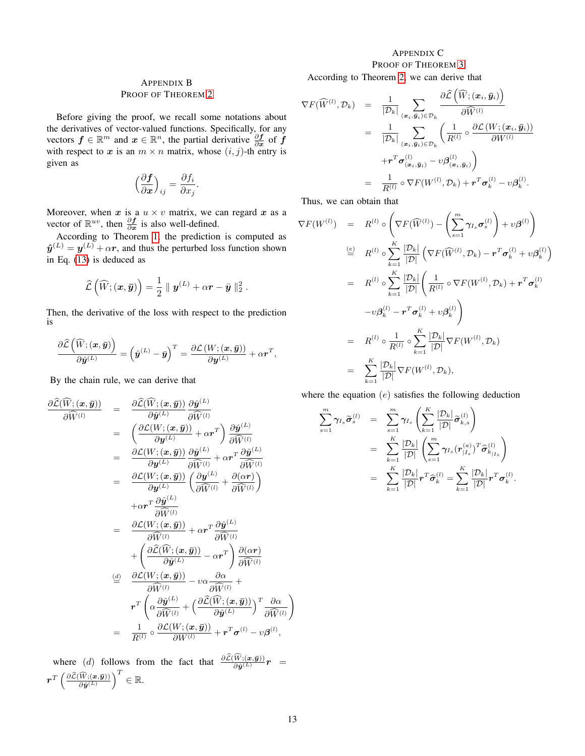## Appendix B
## Proof of Theorem 2

Before giving the proof, we recall some notations about the derivatives of vector-valued functions. Specifically, for any vectors $\boldsymbol{f} \in \mathbb{R}^m$ and $\boldsymbol{x} \in \mathbb{R}^n$, the partial derivative $\frac{\partial \boldsymbol{f}}{\partial \boldsymbol{x}}$ of $\boldsymbol{f}$ with respect to $\boldsymbol{x}$ is an $m \times n$ matrix, whose $(i,j)$-th entry is given as

$$\left(\frac{\partial \boldsymbol{f}}{\partial \boldsymbol{x}}\right)_{ij} = \frac{\partial f_i}{\partial x_j}.$$

Moreover, when $\boldsymbol{x}$ is a $u \times v$ matrix, we can regard $\boldsymbol{x}$ as a vector of $\mathbb{R}^{uv}$, then $\frac{\partial \boldsymbol{f}}{\partial \boldsymbol{x}}$ is also well-defined.

According to Theorem 1, the prediction is computed as $\hat{\boldsymbol{y}}^{(L)} = \boldsymbol{y}^{(L)} + \alpha \boldsymbol{r}$, and thus the perturbed loss function shown in Eq. (13) is deduced as

$$\widehat{\mathcal{L}}\left(\widehat{W}; (\boldsymbol{x}, \bar{\boldsymbol{y}})\right) = \frac{1}{2} \parallel \boldsymbol{y}^{(L)} + \alpha \boldsymbol{r} - \bar{\boldsymbol{y}} \parallel_2^2 .$$

Then, the derivative of the loss with respect to the prediction is

$$\frac{\partial \widehat{\mathcal{L}}\left(\widehat{W}; (\boldsymbol{x}, \bar{\boldsymbol{y}})\right)}{\partial \hat{\boldsymbol{y}}^{(L)}} = \left(\hat{\boldsymbol{y}}^{(L)} - \bar{\boldsymbol{y}}\right)^T = \frac{\partial \mathcal{L}\left(W; (\boldsymbol{x}, \bar{\boldsymbol{y}})\right)}{\partial \boldsymbol{y}^{(L)}} + \alpha \boldsymbol{r}^T,$$

By the chain rule, we can derive that

$$\begin{aligned}
\frac{\partial \widehat{\mathcal{L}}(\widehat{W}; (\boldsymbol{x}, \bar{\boldsymbol{y}}))}{\partial \widehat{W}^{(l)}} &= \frac{\partial \widehat{\mathcal{L}}(\widehat{W}; (\boldsymbol{x}, \bar{\boldsymbol{y}}))}{\partial \hat{\boldsymbol{y}}^{(L)}} \frac{\partial \hat{\boldsymbol{y}}^{(L)}}{\partial \widehat{W}^{(l)}} \\
&= \left(\frac{\partial \mathcal{L}(W; (\boldsymbol{x}, \bar{\boldsymbol{y}}))}{\partial \boldsymbol{y}^{(L)}} + \alpha \boldsymbol{r}^T\right) \frac{\partial \hat{\boldsymbol{y}}^{(L)}}{\partial \widehat{W}^{(l)}} \\
&= \frac{\partial \mathcal{L}(W; (\boldsymbol{x}, \bar{\boldsymbol{y}}))}{\partial \boldsymbol{y}^{(L)}} \frac{\partial \hat{\boldsymbol{y}}^{(L)}}{\partial \widehat{W}^{(l)}} + \alpha \boldsymbol{r}^T \frac{\partial \hat{\boldsymbol{y}}^{(L)}}{\partial \widehat{W}^{(l)}} \\
&= \frac{\partial \mathcal{L}(W; (\boldsymbol{x}, \bar{\boldsymbol{y}}))}{\partial \boldsymbol{y}^{(L)}} \left(\frac{\partial \boldsymbol{y}^{(L)}}{\partial \widehat{W}^{(l)}} + \frac{\partial (\alpha \boldsymbol{r})}{\partial \widehat{W}^{(l)}}\right) \\
&\quad + \alpha \boldsymbol{r}^T \frac{\partial \hat{\boldsymbol{y}}^{(L)}}{\partial \widehat{W}^{(l)}} \\
&= \frac{\partial \mathcal{L}(W; (\boldsymbol{x}, \bar{\boldsymbol{y}}))}{\partial \widehat{W}^{(l)}} + \alpha \boldsymbol{r}^T \frac{\partial \hat{\boldsymbol{y}}^{(L)}}{\partial \widehat{W}^{(l)}} \\
&\quad + \left(\frac{\partial \widehat{\mathcal{L}}(\widehat{W}; (\boldsymbol{x}, \bar{\boldsymbol{y}}))}{\partial \hat{\boldsymbol{y}}^{(L)}} - \alpha \boldsymbol{r}^T\right) \frac{\partial (\alpha \boldsymbol{r})}{\partial \widehat{W}^{(l)}} \\
&\overset{(d)}{=} \frac{\partial \mathcal{L}(W; (\boldsymbol{x}, \bar{\boldsymbol{y}}))}{\partial \widehat{W}^{(l)}} - \upsilon \alpha \frac{\partial \alpha}{\partial \widehat{W}^{(l)}} + \\
&\quad \boldsymbol{r}^T \left(\alpha \frac{\partial \hat{\boldsymbol{y}}^{(L)}}{\partial \widehat{W}^{(l)}} + \left(\frac{\partial \widehat{\mathcal{L}}(\widehat{W}; (\boldsymbol{x}, \bar{\boldsymbol{y}}))}{\partial \hat{\boldsymbol{y}}^{(L)}}\right)^T \frac{\partial \alpha}{\partial \widehat{W}^{(l)}}\right) \\
&= \frac{1}{R^{(l)}} \circ \frac{\partial \mathcal{L}(W; (\boldsymbol{x}, \bar{\boldsymbol{y}}))}{\partial W^{(l)}} + \boldsymbol{r}^T \boldsymbol{\sigma}^{(l)} - \upsilon \boldsymbol{\beta}^{(l)},
\end{aligned}$$

where $(d)$ follows from the fact that $\frac{\partial \widehat{\mathcal{L}}(\widehat{W}; (\boldsymbol{x}, \bar{\boldsymbol{y}}))}{\partial \hat{\boldsymbol{y}}^{(L)}} \boldsymbol{r} = \boldsymbol{r}^T \left(\frac{\partial \widehat{\mathcal{L}}(\widehat{W}; (\boldsymbol{x}, \bar{\boldsymbol{y}}))}{\partial \hat{\boldsymbol{y}}^{(L)}}\right)^T \in \mathbb{R}$.

## Appendix C
## Proof of Theorem 3

According to Theorem 2, we can derive that

$$\begin{aligned}
\nabla F(\widehat{W}^{(l)}, \mathcal{D}_k) &= \frac{1}{|\mathcal{D}_k|} \sum_{(\boldsymbol{x}_i, \bar{\boldsymbol{y}}_i) \in \mathcal{D}_k} \frac{\partial \widehat{\mathcal{L}}\left(\widehat{W}; (\boldsymbol{x}_i, \bar{\boldsymbol{y}}_i)\right)}{\partial \widehat{W}^{(l)}} \\
&= \frac{1}{|\mathcal{D}_k|} \sum_{(\boldsymbol{x}_i, \bar{\boldsymbol{y}}_i) \in \mathcal{D}_k} \left(\frac{1}{R^{(l)}} \circ \frac{\partial \mathcal{L}\left(W; (\boldsymbol{x}_i, \bar{\boldsymbol{y}}_i)\right)}{\partial W^{(l)}}\right. \\
&\quad \left. + \boldsymbol{r}^T \boldsymbol{\sigma}^{(l)}_{(\boldsymbol{x}_i, \bar{\boldsymbol{y}}_i)} - \upsilon \boldsymbol{\beta}^{(l)}_{(\boldsymbol{x}_i, \bar{\boldsymbol{y}}_i)}\right) \\
&= \frac{1}{R^{(l)}} \circ \nabla F(W^{(l)}, \mathcal{D}_k) + \boldsymbol{r}^T \boldsymbol{\sigma}_k^{(l)} - \upsilon \boldsymbol{\beta}_k^{(l)}.
\end{aligned}$$

Thus, we can obtain that

$$\begin{aligned}
\nabla F(W^{(l)}) &= R^{(l)} \circ \left(\nabla F(\widehat{W}^{(l)}) - \left(\sum_{s=1}^m \boldsymbol{\gamma}_{I_s} \boldsymbol{\sigma}_s^{(l)}\right) + \upsilon \boldsymbol{\beta}^{(l)}\right) \\
&\overset{(e)}{=} R^{(l)} \circ \sum_{k=1}^K \frac{|\mathcal{D}_k|}{|\mathcal{D}|} \left(\nabla F(\widehat{W}^{(l)}, \mathcal{D}_k) - \boldsymbol{r}^T \boldsymbol{\sigma}_k^{(l)} + \upsilon \boldsymbol{\beta}_k^{(l)}\right) \\
&= R^{(l)} \circ \sum_{k=1}^K \frac{|\mathcal{D}_k|}{|\mathcal{D}|} \left(\frac{1}{R^{(l)}} \circ \nabla F(W^{(l)}, \mathcal{D}_k) + \boldsymbol{r}^T \boldsymbol{\sigma}_k^{(l)}\right. \\
&\quad \left. - \upsilon \boldsymbol{\beta}_k^{(l)} - \boldsymbol{r}^T \boldsymbol{\sigma}_k^{(l)} + \upsilon \boldsymbol{\beta}_k^{(l)}\right) \\
&= R^{(l)} \circ \frac{1}{R^{(l)}} \circ \sum_{k=1}^K \frac{|\mathcal{D}_k|}{|\mathcal{D}|} \nabla F(W^{(l)}, \mathcal{D}_k) \\
&= \sum_{k=1}^K \frac{|\mathcal{D}_k|}{|\mathcal{D}|} \nabla F(W^{(l)}, \mathcal{D}_k),
\end{aligned}$$

where the equation $(e)$ satisfies the following deduction

$$\begin{aligned}
\sum_{s=1}^m \boldsymbol{\gamma}_{I_s} \widetilde{\boldsymbol{\sigma}}_s^{(l)} &= \sum_{s=1}^m \boldsymbol{\gamma}_{I_s} \left(\sum_{k=1}^K \frac{|\mathcal{D}_k|}{|\mathcal{D}|} \widetilde{\boldsymbol{\sigma}}_{k,s}^{(l)}\right) \\
&= \sum_{k=1}^K \frac{|\mathcal{D}_k|}{|\mathcal{D}|} \left(\sum_{s=1}^m \boldsymbol{\gamma}_{I_s} (\boldsymbol{r}_{|I_s}^{(a)})^T \widehat{\boldsymbol{\sigma}}_{k_{|I_s}}^{(l)}\right) \\
&= \sum_{k=1}^K \frac{|\mathcal{D}_k|}{|\mathcal{D}|} \boldsymbol{r}^T \widehat{\boldsymbol{\sigma}}_k^{(l)} = \sum_{k=1}^K \frac{|\mathcal{D}_k|}{|\mathcal{D}|} \boldsymbol{r}^T \boldsymbol{\sigma}_k^{(l)}.
\end{aligned}$$